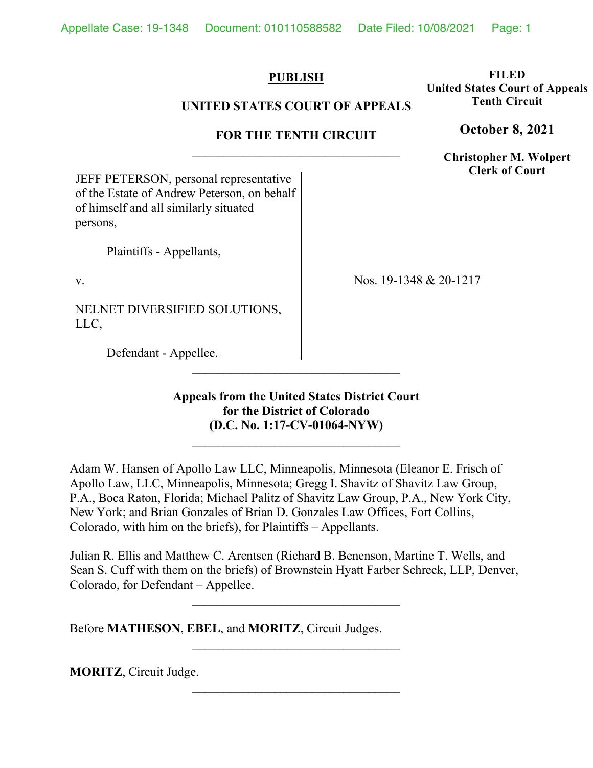**PUBLISH**

**UNITED STATES COURT OF APPEALS**

**FOR THE TENTH CIRCUIT**

**FILED**
**United States Court of Appeals**
**Tenth Circuit**

**October 8, 2021**

**Christopher M. Wolpert**
**Clerk of Court**

---

JEFF PETERSON, personal representative of the Estate of Andrew Peterson, on behalf of himself and all similarly situated persons,

Plaintiffs - Appellants,

v.

NELNET DIVERSIFIED SOLUTIONS, LLC,

Defendant - Appellee.

Nos. 19-1348 & 20-1217

---

**Appeals from the United States District Court for the District of Colorado (D.C. No. 1:17-CV-01064-NYW)**

---

Adam W. Hansen of Apollo Law LLC, Minneapolis, Minnesota (Eleanor E. Frisch of Apollo Law, LLC, Minneapolis, Minnesota; Gregg I. Shavitz of Shavitz Law Group, P.A., Boca Raton, Florida; Michael Palitz of Shavitz Law Group, P.A., New York City, New York; and Brian Gonzales of Brian D. Gonzales Law Offices, Fort Collins, Colorado, with him on the briefs), for Plaintiffs – Appellants.

Julian R. Ellis and Matthew C. Arentsen (Richard B. Benenson, Martine T. Wells, and Sean S. Cuff with them on the briefs) of Brownstein Hyatt Farber Schreck, LLP, Denver, Colorado, for Defendant – Appellee.

---

Before **MATHESON**, **EBEL**, and **MORITZ**, Circuit Judges.

---

**MORITZ**, Circuit Judge.

---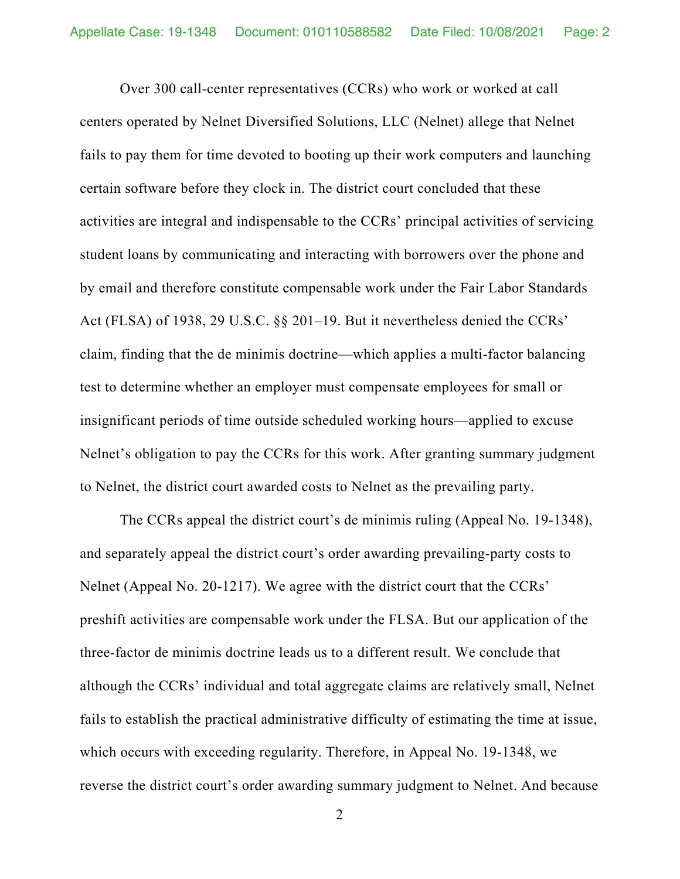Over 300 call-center representatives (CCRs) who work or worked at call centers operated by Nelnet Diversified Solutions, LLC (Nelnet) allege that Nelnet fails to pay them for time devoted to booting up their work computers and launching certain software before they clock in. The district court concluded that these activities are integral and indispensable to the CCRs' principal activities of servicing student loans by communicating and interacting with borrowers over the phone and by email and therefore constitute compensable work under the Fair Labor Standards Act (FLSA) of 1938, 29 U.S.C. §§ 201–19. But it nevertheless denied the CCRs' claim, finding that the de minimis doctrine—which applies a multi-factor balancing test to determine whether an employer must compensate employees for small or insignificant periods of time outside scheduled working hours—applied to excuse Nelnet's obligation to pay the CCRs for this work. After granting summary judgment to Nelnet, the district court awarded costs to Nelnet as the prevailing party.

The CCRs appeal the district court's de minimis ruling (Appeal No. 19-1348), and separately appeal the district court's order awarding prevailing-party costs to Nelnet (Appeal No. 20-1217). We agree with the district court that the CCRs' preshift activities are compensable work under the FLSA. But our application of the three-factor de minimis doctrine leads us to a different result. We conclude that although the CCRs' individual and total aggregate claims are relatively small, Nelnet fails to establish the practical administrative difficulty of estimating the time at issue, which occurs with exceeding regularity. Therefore, in Appeal No. 19-1348, we reverse the district court's order awarding summary judgment to Nelnet. And because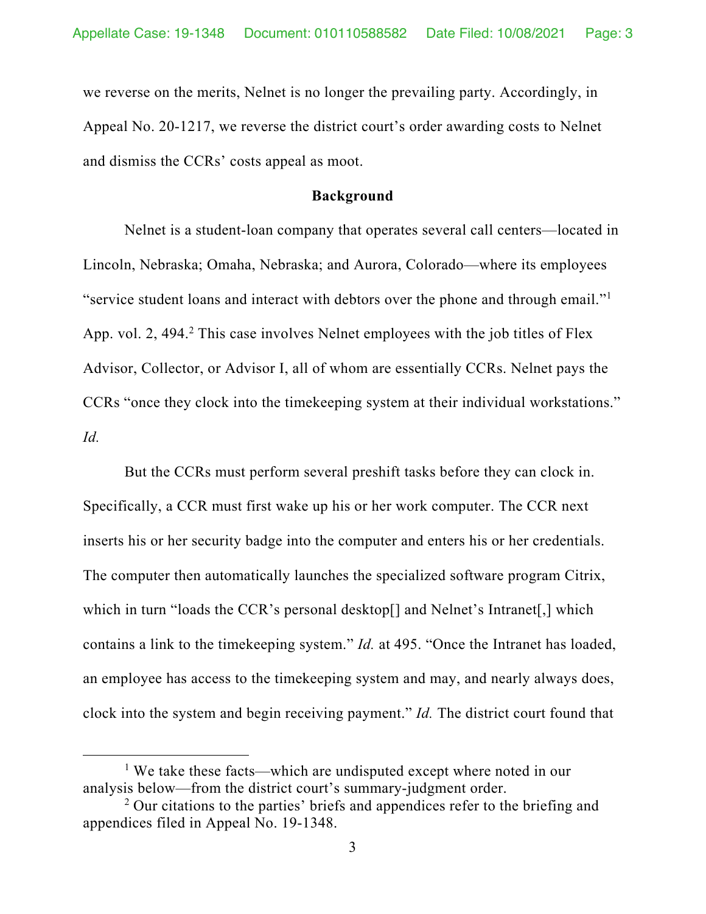we reverse on the merits, Nelnet is no longer the prevailing party. Accordingly, in Appeal No. 20-1217, we reverse the district court's order awarding costs to Nelnet and dismiss the CCRs' costs appeal as moot.

## Background

Nelnet is a student-loan company that operates several call centers—located in Lincoln, Nebraska; Omaha, Nebraska; and Aurora, Colorado—where its employees "service student loans and interact with debtors over the phone and through email."[1] App. vol. 2, 494.[2] This case involves Nelnet employees with the job titles of Flex Advisor, Collector, or Advisor I, all of whom are essentially CCRs. Nelnet pays the CCRs "once they clock into the timekeeping system at their individual workstations." *Id.*

But the CCRs must perform several preshift tasks before they can clock in. Specifically, a CCR must first wake up his or her work computer. The CCR next inserts his or her security badge into the computer and enters his or her credentials. The computer then automatically launches the specialized software program Citrix, which in turn "loads the CCR's personal desktop[] and Nelnet's Intranet[,] which contains a link to the timekeeping system." *Id.* at 495. "Once the Intranet has loaded, an employee has access to the timekeeping system and may, and nearly always does, clock into the system and begin receiving payment." *Id.* The district court found that

---

[1] We take these facts—which are undisputed except where noted in our analysis below—from the district court's summary-judgment order.

[2] Our citations to the parties' briefs and appendices refer to the briefing and appendices filed in Appeal No. 19-1348.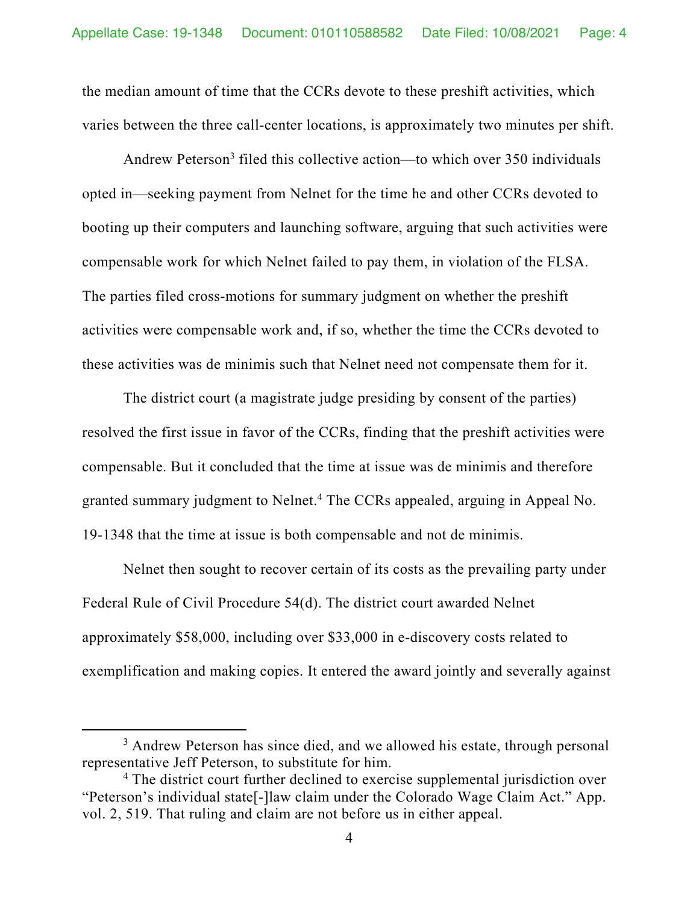the median amount of time that the CCRs devote to these preshift activities, which varies between the three call-center locations, is approximately two minutes per shift.

Andrew Peterson[3] filed this collective action—to which over 350 individuals opted in—seeking payment from Nelnet for the time he and other CCRs devoted to booting up their computers and launching software, arguing that such activities were compensable work for which Nelnet failed to pay them, in violation of the FLSA. The parties filed cross-motions for summary judgment on whether the preshift activities were compensable work and, if so, whether the time the CCRs devoted to these activities was de minimis such that Nelnet need not compensate them for it.

The district court (a magistrate judge presiding by consent of the parties) resolved the first issue in favor of the CCRs, finding that the preshift activities were compensable. But it concluded that the time at issue was de minimis and therefore granted summary judgment to Nelnet.[4] The CCRs appealed, arguing in Appeal No. 19-1348 that the time at issue is both compensable and not de minimis.

Nelnet then sought to recover certain of its costs as the prevailing party under Federal Rule of Civil Procedure 54(d). The district court awarded Nelnet approximately $58,000, including over $33,000 in e-discovery costs related to exemplification and making copies. It entered the award jointly and severally against

[3] Andrew Peterson has since died, and we allowed his estate, through personal representative Jeff Peterson, to substitute for him.

[4] The district court further declined to exercise supplemental jurisdiction over "Peterson's individual state[-]law claim under the Colorado Wage Claim Act." App. vol. 2, 519. That ruling and claim are not before us in either appeal.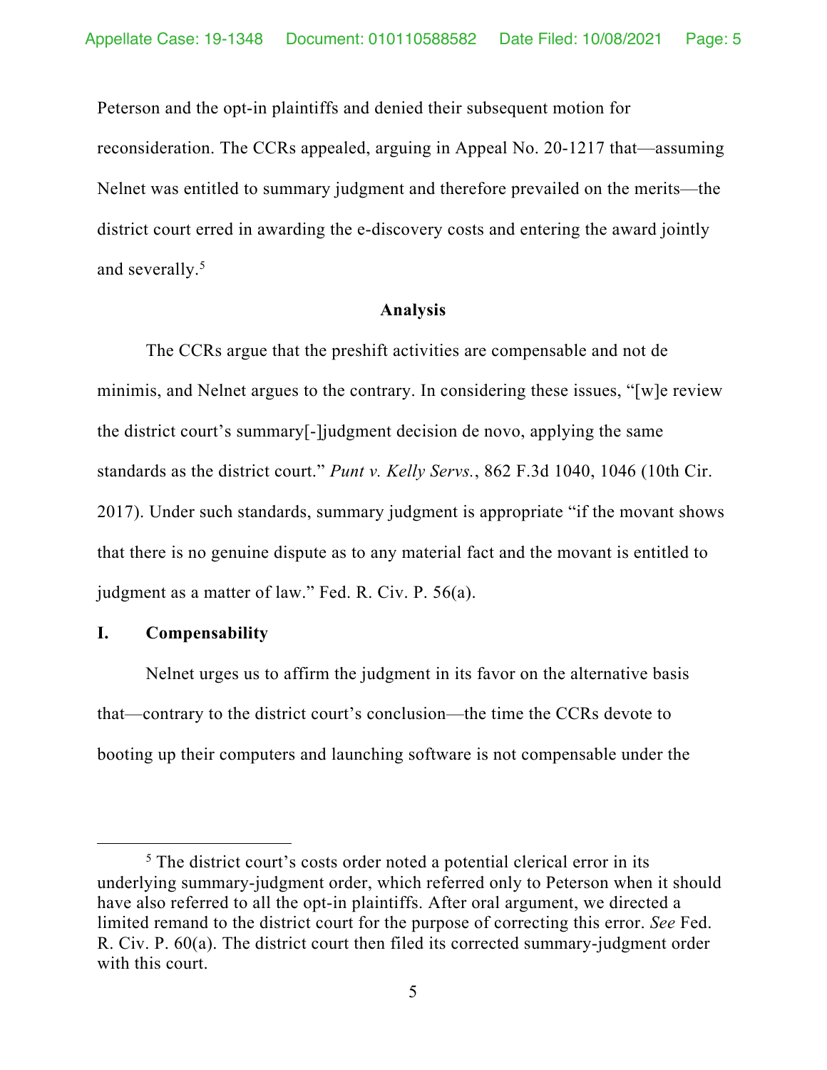Peterson and the opt-in plaintiffs and denied their subsequent motion for reconsideration. The CCRs appealed, arguing in Appeal No. 20-1217 that—assuming Nelnet was entitled to summary judgment and therefore prevailed on the merits—the district court erred in awarding the e-discovery costs and entering the award jointly and severally.[5]

**Analysis**

The CCRs argue that the preshift activities are compensable and not de minimis, and Nelnet argues to the contrary. In considering these issues, "[w]e review the district court's summary[-]judgment decision de novo, applying the same standards as the district court." *Punt v. Kelly Servs.*, 862 F.3d 1040, 1046 (10th Cir. 2017). Under such standards, summary judgment is appropriate "if the movant shows that there is no genuine dispute as to any material fact and the movant is entitled to judgment as a matter of law." Fed. R. Civ. P. 56(a).

## I. Compensability

Nelnet urges us to affirm the judgment in its favor on the alternative basis that—contrary to the district court's conclusion—the time the CCRs devote to booting up their computers and launching software is not compensable under the

[5] The district court's costs order noted a potential clerical error in its underlying summary-judgment order, which referred only to Peterson when it should have also referred to all the opt-in plaintiffs. After oral argument, we directed a limited remand to the district court for the purpose of correcting this error. *See* Fed. R. Civ. P. 60(a). The district court then filed its corrected summary-judgment order with this court.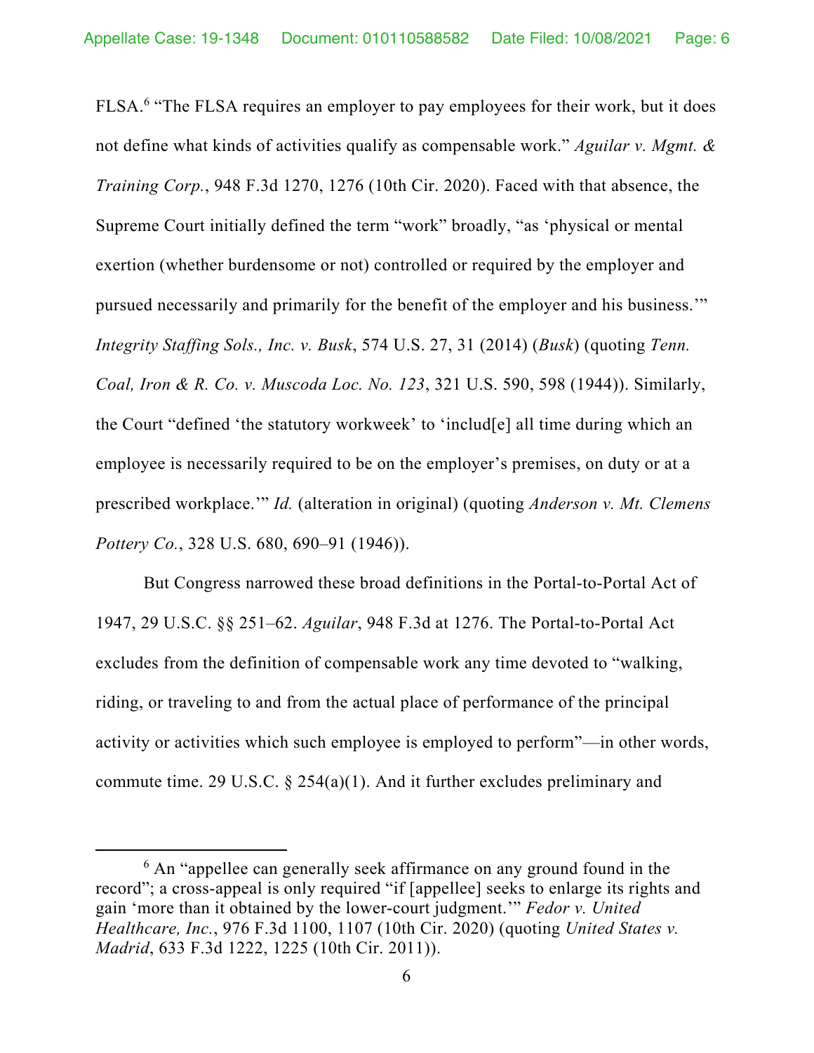FLSA.[6] "The FLSA requires an employer to pay employees for their work, but it does not define what kinds of activities qualify as compensable work." *Aguilar v. Mgmt. & Training Corp.*, 948 F.3d 1270, 1276 (10th Cir. 2020). Faced with that absence, the Supreme Court initially defined the term "work" broadly, "as 'physical or mental exertion (whether burdensome or not) controlled or required by the employer and pursued necessarily and primarily for the benefit of the employer and his business.'" *Integrity Staffing Sols., Inc. v. Busk*, 574 U.S. 27, 31 (2014) (*Busk*) (quoting *Tenn. Coal, Iron & R. Co. v. Muscoda Loc. No. 123*, 321 U.S. 590, 598 (1944)). Similarly, the Court "defined 'the statutory workweek' to 'includ[e] all time during which an employee is necessarily required to be on the employer's premises, on duty or at a prescribed workplace.'" *Id.* (alteration in original) (quoting *Anderson v. Mt. Clemens Pottery Co.*, 328 U.S. 680, 690–91 (1946)).

But Congress narrowed these broad definitions in the Portal-to-Portal Act of 1947, 29 U.S.C. §§ 251–62. *Aguilar*, 948 F.3d at 1276. The Portal-to-Portal Act excludes from the definition of compensable work any time devoted to "walking, riding, or traveling to and from the actual place of performance of the principal activity or activities which such employee is employed to perform"—in other words, commute time. 29 U.S.C. § 254(a)(1). And it further excludes preliminary and

[6] An "appellee can generally seek affirmance on any ground found in the record"; a cross-appeal is only required "if [appellee] seeks to enlarge its rights and gain 'more than it obtained by the lower-court judgment.'" *Fedor v. United Healthcare, Inc.*, 976 F.3d 1100, 1107 (10th Cir. 2020) (quoting *United States v. Madrid*, 633 F.3d 1222, 1225 (10th Cir. 2011)).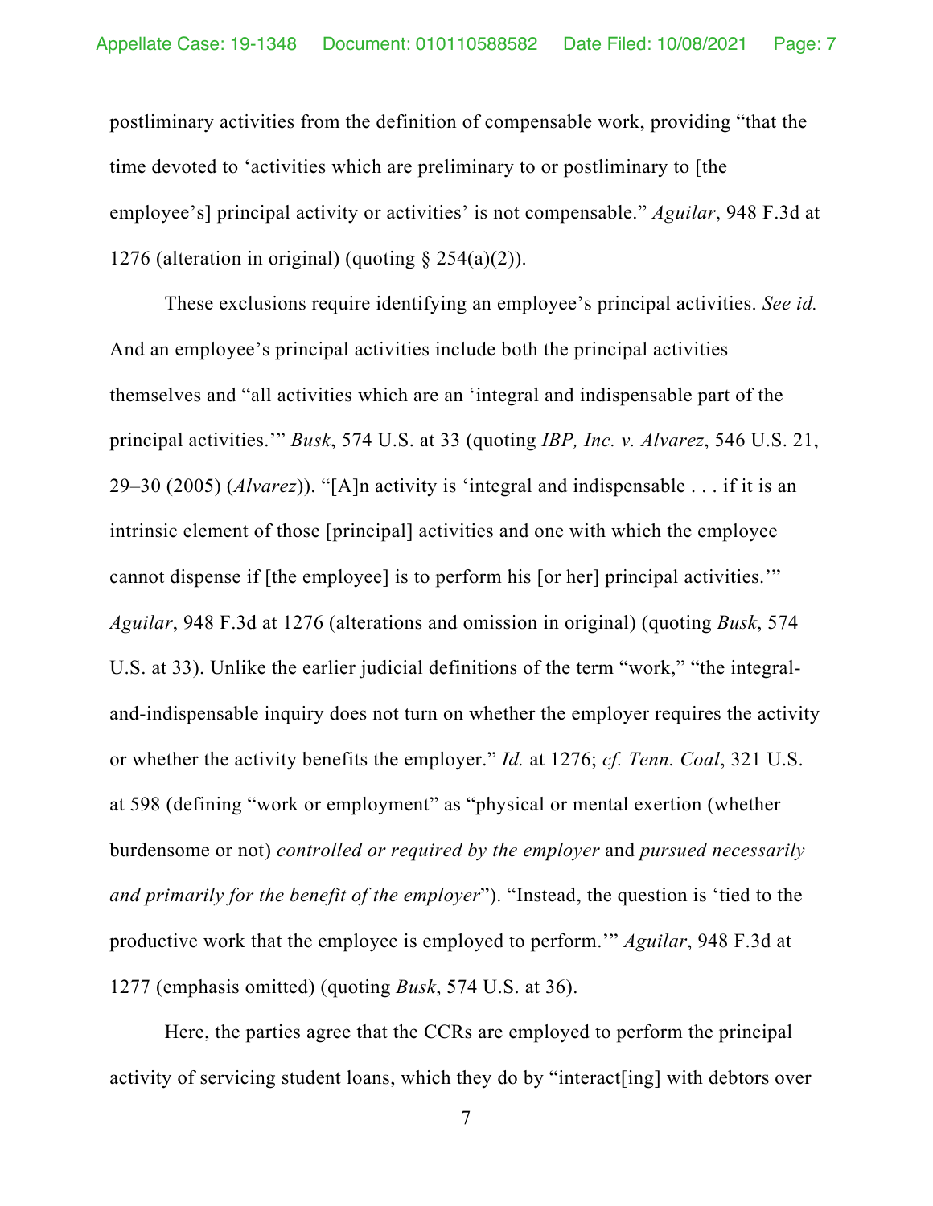postliminary activities from the definition of compensable work, providing "that the time devoted to 'activities which are preliminary to or postliminary to [the employee's] principal activity or activities' is not compensable." *Aguilar*, 948 F.3d at 1276 (alteration in original) (quoting § 254(a)(2)).

These exclusions require identifying an employee's principal activities. *See id.* And an employee's principal activities include both the principal activities themselves and "all activities which are an 'integral and indispensable part of the principal activities.'" *Busk*, 574 U.S. at 33 (quoting *IBP, Inc. v. Alvarez*, 546 U.S. 21, 29–30 (2005) (*Alvarez*)). "[A]n activity is 'integral and indispensable . . . if it is an intrinsic element of those [principal] activities and one with which the employee cannot dispense if [the employee] is to perform his [or her] principal activities.'" *Aguilar*, 948 F.3d at 1276 (alterations and omission in original) (quoting *Busk*, 574 U.S. at 33). Unlike the earlier judicial definitions of the term "work," "the integral-and-indispensable inquiry does not turn on whether the employer requires the activity or whether the activity benefits the employer." *Id.* at 1276; *cf. Tenn. Coal*, 321 U.S. at 598 (defining "work or employment" as "physical or mental exertion (whether burdensome or not) *controlled or required by the employer* and *pursued necessarily and primarily for the benefit of the employer*"). "Instead, the question is 'tied to the productive work that the employee is employed to perform.'" *Aguilar*, 948 F.3d at 1277 (emphasis omitted) (quoting *Busk*, 574 U.S. at 36).

Here, the parties agree that the CCRs are employed to perform the principal activity of servicing student loans, which they do by "interact[ing] with debtors over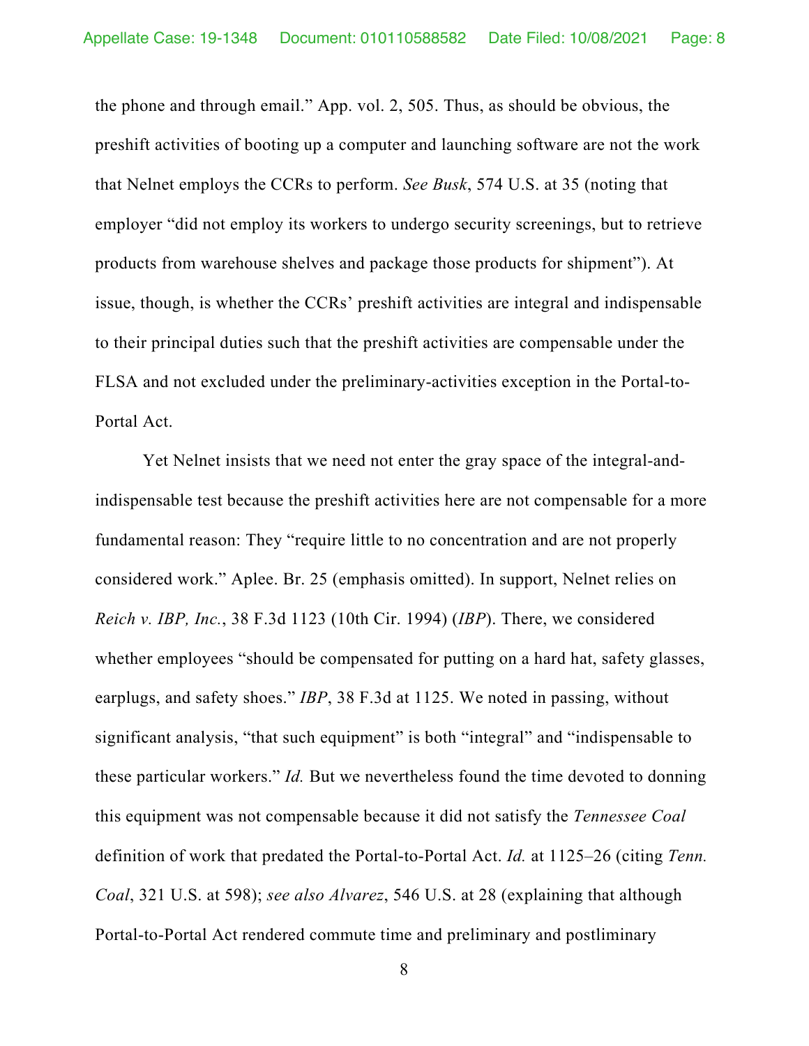the phone and through email." App. vol. 2, 505. Thus, as should be obvious, the preshift activities of booting up a computer and launching software are not the work that Nelnet employs the CCRs to perform. *See Busk*, 574 U.S. at 35 (noting that employer "did not employ its workers to undergo security screenings, but to retrieve products from warehouse shelves and package those products for shipment"). At issue, though, is whether the CCRs' preshift activities are integral and indispensable to their principal duties such that the preshift activities are compensable under the FLSA and not excluded under the preliminary-activities exception in the Portal-to-Portal Act.

Yet Nelnet insists that we need not enter the gray space of the integral-and-indispensable test because the preshift activities here are not compensable for a more fundamental reason: They "require little to no concentration and are not properly considered work." Aplee. Br. 25 (emphasis omitted). In support, Nelnet relies on *Reich v. IBP, Inc.*, 38 F.3d 1123 (10th Cir. 1994) (*IBP*). There, we considered whether employees "should be compensated for putting on a hard hat, safety glasses, earplugs, and safety shoes." *IBP*, 38 F.3d at 1125. We noted in passing, without significant analysis, "that such equipment" is both "integral" and "indispensable to these particular workers." *Id.* But we nevertheless found the time devoted to donning this equipment was not compensable because it did not satisfy the *Tennessee Coal* definition of work that predated the Portal-to-Portal Act. *Id.* at 1125–26 (citing *Tenn. Coal*, 321 U.S. at 598); *see also Alvarez*, 546 U.S. at 28 (explaining that although Portal-to-Portal Act rendered commute time and preliminary and postliminary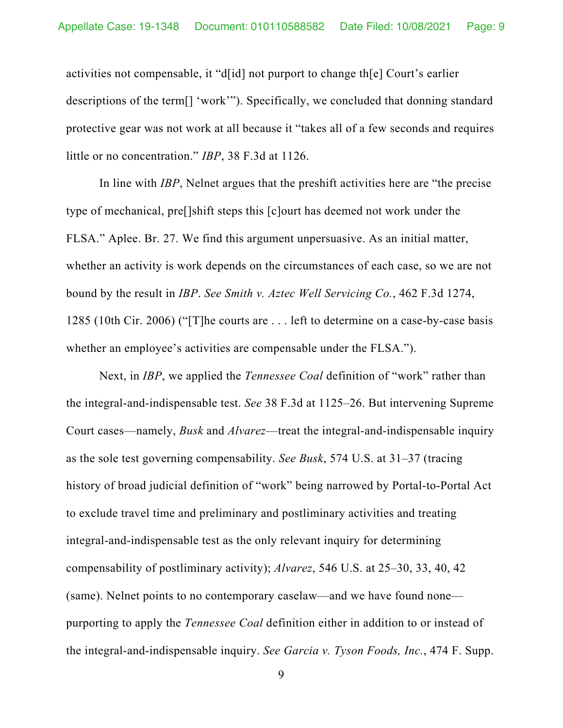activities not compensable, it "d[id] not purport to change th[e] Court's earlier descriptions of the term[] 'work'"). Specifically, we concluded that donning standard protective gear was not work at all because it "takes all of a few seconds and requires little or no concentration." *IBP*, 38 F.3d at 1126.

In line with *IBP*, Nelnet argues that the preshift activities here are "the precise type of mechanical, pre[]shift steps this [c]ourt has deemed not work under the FLSA." Aplee. Br. 27. We find this argument unpersuasive. As an initial matter, whether an activity is work depends on the circumstances of each case, so we are not bound by the result in *IBP*. *See Smith v. Aztec Well Servicing Co.*, 462 F.3d 1274, 1285 (10th Cir. 2006) ("[T]he courts are . . . left to determine on a case-by-case basis whether an employee's activities are compensable under the FLSA.").

Next, in *IBP*, we applied the *Tennessee Coal* definition of "work" rather than the integral-and-indispensable test. *See* 38 F.3d at 1125–26. But intervening Supreme Court cases—namely, *Busk* and *Alvarez*—treat the integral-and-indispensable inquiry as the sole test governing compensability. *See Busk*, 574 U.S. at 31–37 (tracing history of broad judicial definition of "work" being narrowed by Portal-to-Portal Act to exclude travel time and preliminary and postliminary activities and treating integral-and-indispensable test as the only relevant inquiry for determining compensability of postliminary activity); *Alvarez*, 546 U.S. at 25–30, 33, 40, 42 (same). Nelnet points to no contemporary caselaw—and we have found none—purporting to apply the *Tennessee Coal* definition either in addition to or instead of the integral-and-indispensable inquiry. *See Garcia v. Tyson Foods, Inc.*, 474 F. Supp.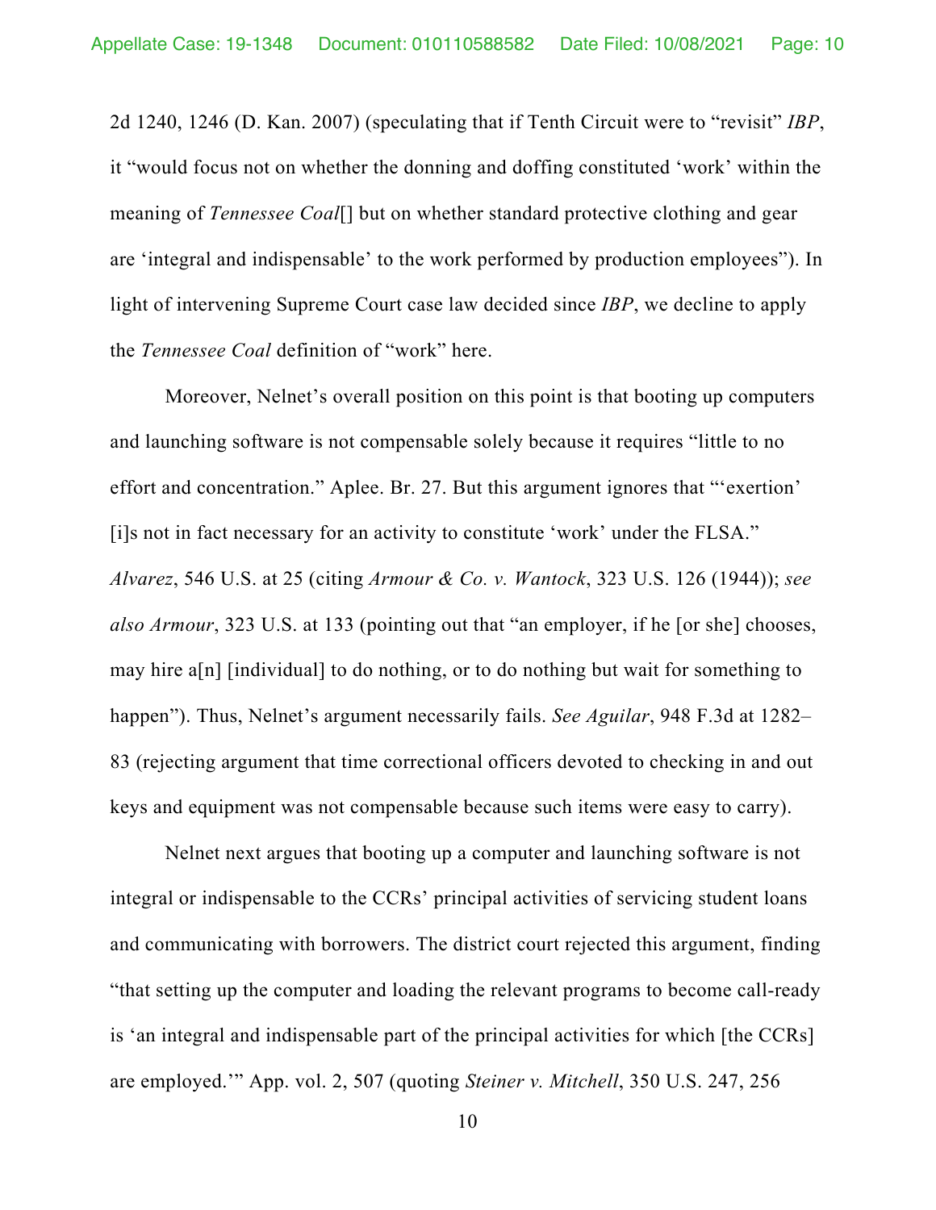2d 1240, 1246 (D. Kan. 2007) (speculating that if Tenth Circuit were to "revisit" *IBP*, it "would focus not on whether the donning and doffing constituted 'work' within the meaning of *Tennessee Coal*[] but on whether standard protective clothing and gear are 'integral and indispensable' to the work performed by production employees"). In light of intervening Supreme Court case law decided since *IBP*, we decline to apply the *Tennessee Coal* definition of "work" here.

Moreover, Nelnet's overall position on this point is that booting up computers and launching software is not compensable solely because it requires "little to no effort and concentration." Aplee. Br. 27. But this argument ignores that "'exertion' [i]s not in fact necessary for an activity to constitute 'work' under the FLSA." *Alvarez*, 546 U.S. at 25 (citing *Armour & Co. v. Wantock*, 323 U.S. 126 (1944)); *see also Armour*, 323 U.S. at 133 (pointing out that "an employer, if he [or she] chooses, may hire a[n] [individual] to do nothing, or to do nothing but wait for something to happen"). Thus, Nelnet's argument necessarily fails. *See Aguilar*, 948 F.3d at 1282–83 (rejecting argument that time correctional officers devoted to checking in and out keys and equipment was not compensable because such items were easy to carry).

Nelnet next argues that booting up a computer and launching software is not integral or indispensable to the CCRs' principal activities of servicing student loans and communicating with borrowers. The district court rejected this argument, finding "that setting up the computer and loading the relevant programs to become call-ready is 'an integral and indispensable part of the principal activities for which [the CCRs] are employed.'" App. vol. 2, 507 (quoting *Steiner v. Mitchell*, 350 U.S. 247, 256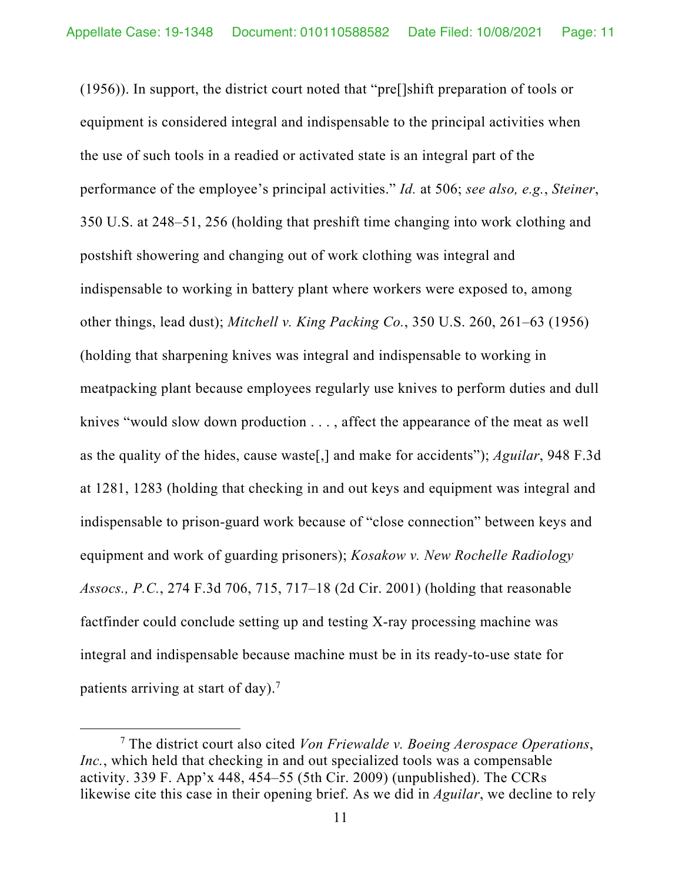(1956)). In support, the district court noted that "pre[]shift preparation of tools or equipment is considered integral and indispensable to the principal activities when the use of such tools in a readied or activated state is an integral part of the performance of the employee's principal activities." *Id.* at 506; *see also, e.g.*, *Steiner*, 350 U.S. at 248–51, 256 (holding that preshift time changing into work clothing and postshift showering and changing out of work clothing was integral and indispensable to working in battery plant where workers were exposed to, among other things, lead dust); *Mitchell v. King Packing Co.*, 350 U.S. 260, 261–63 (1956) (holding that sharpening knives was integral and indispensable to working in meatpacking plant because employees regularly use knives to perform duties and dull knives "would slow down production . . . , affect the appearance of the meat as well as the quality of the hides, cause waste[,] and make for accidents"); *Aguilar*, 948 F.3d at 1281, 1283 (holding that checking in and out keys and equipment was integral and indispensable to prison-guard work because of "close connection" between keys and equipment and work of guarding prisoners); *Kosakow v. New Rochelle Radiology Assocs., P.C.*, 274 F.3d 706, 715, 717–18 (2d Cir. 2001) (holding that reasonable factfinder could conclude setting up and testing X-ray processing machine was integral and indispensable because machine must be in its ready-to-use state for patients arriving at start of day).[7]

---

[7] The district court also cited *Von Friewalde v. Boeing Aerospace Operations, Inc.*, which held that checking in and out specialized tools was a compensable activity. 339 F. App'x 448, 454–55 (5th Cir. 2009) (unpublished). The CCRs likewise cite this case in their opening brief. As we did in *Aguilar*, we decline to rely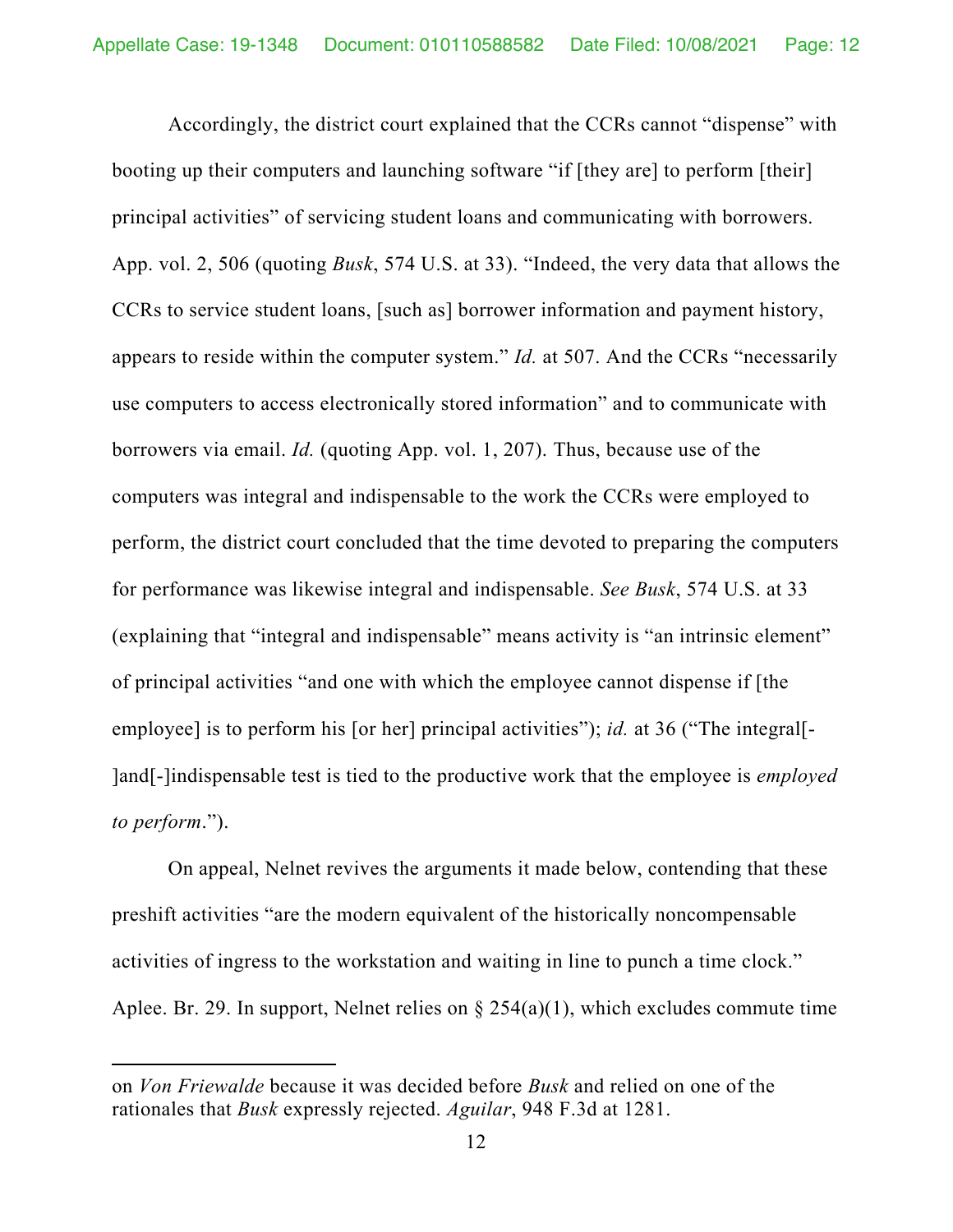Accordingly, the district court explained that the CCRs cannot "dispense" with booting up their computers and launching software "if [they are] to perform [their] principal activities" of servicing student loans and communicating with borrowers. App. vol. 2, 506 (quoting *Busk*, 574 U.S. at 33). "Indeed, the very data that allows the CCRs to service student loans, [such as] borrower information and payment history, appears to reside within the computer system." *Id.* at 507. And the CCRs "necessarily use computers to access electronically stored information" and to communicate with borrowers via email. *Id.* (quoting App. vol. 1, 207). Thus, because use of the computers was integral and indispensable to the work the CCRs were employed to perform, the district court concluded that the time devoted to preparing the computers for performance was likewise integral and indispensable. *See Busk*, 574 U.S. at 33 (explaining that "integral and indispensable" means activity is "an intrinsic element" of principal activities "and one with which the employee cannot dispense if [the employee] is to perform his [or her] principal activities"); *id.* at 36 ("The integral[-]and[-]indispensable test is tied to the productive work that the employee is *employed to perform*.").

On appeal, Nelnet revives the arguments it made below, contending that these preshift activities "are the modern equivalent of the historically noncompensable activities of ingress to the workstation and waiting in line to punch a time clock." Aplee. Br. 29. In support, Nelnet relies on § 254(a)(1), which excludes commute time

---

on *Von Friewalde* because it was decided before *Busk* and relied on one of the rationales that *Busk* expressly rejected. *Aguilar*, 948 F.3d at 1281.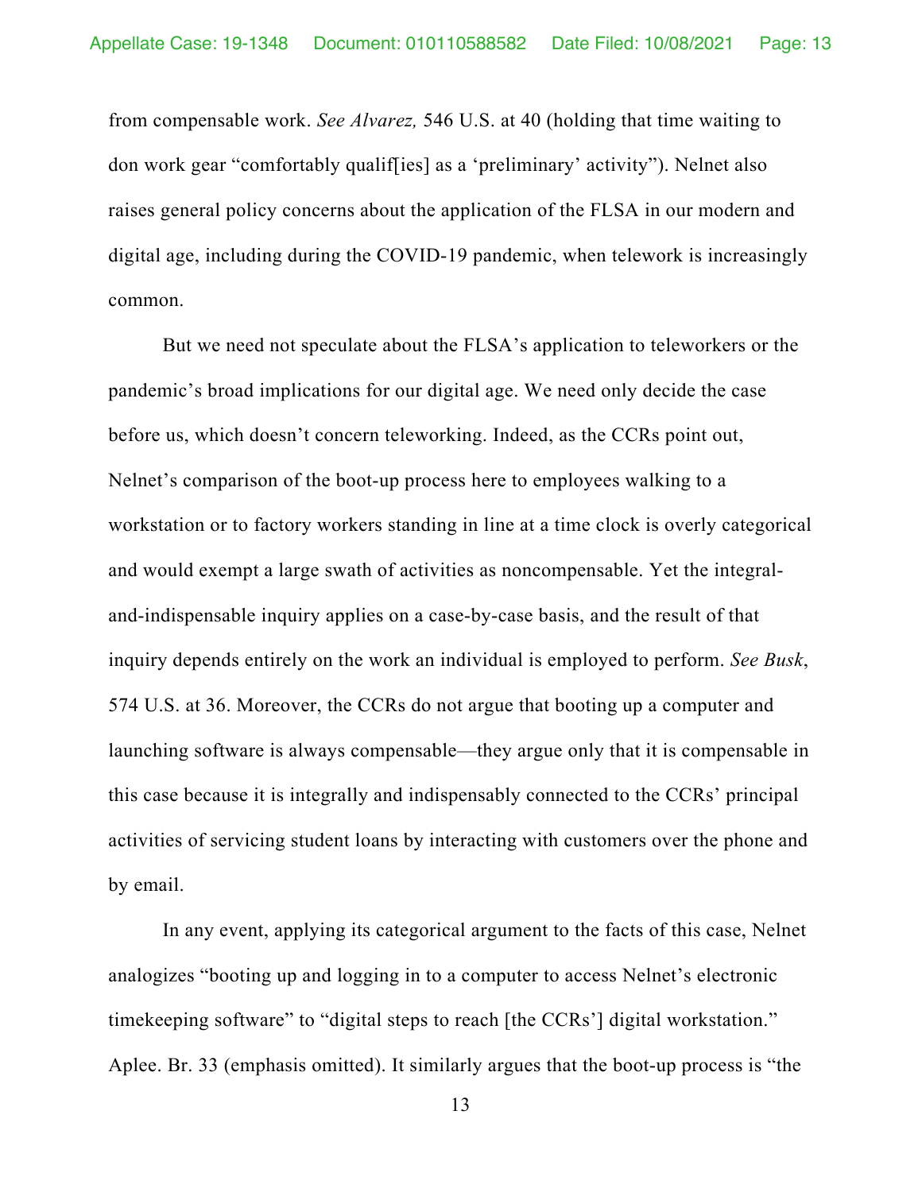from compensable work. *See Alvarez,* 546 U.S. at 40 (holding that time waiting to don work gear "comfortably qualif[ies] as a 'preliminary' activity"). Nelnet also raises general policy concerns about the application of the FLSA in our modern and digital age, including during the COVID-19 pandemic, when telework is increasingly common.

But we need not speculate about the FLSA's application to teleworkers or the pandemic's broad implications for our digital age. We need only decide the case before us, which doesn't concern teleworking. Indeed, as the CCRs point out, Nelnet's comparison of the boot-up process here to employees walking to a workstation or to factory workers standing in line at a time clock is overly categorical and would exempt a large swath of activities as noncompensable. Yet the integral-and-indispensable inquiry applies on a case-by-case basis, and the result of that inquiry depends entirely on the work an individual is employed to perform. *See Busk*, 574 U.S. at 36. Moreover, the CCRs do not argue that booting up a computer and launching software is always compensable—they argue only that it is compensable in this case because it is integrally and indispensably connected to the CCRs' principal activities of servicing student loans by interacting with customers over the phone and by email.

In any event, applying its categorical argument to the facts of this case, Nelnet analogizes "booting up and logging in to a computer to access Nelnet's electronic timekeeping software" to "digital steps to reach [the CCRs'] digital workstation." Aplee. Br. 33 (emphasis omitted). It similarly argues that the boot-up process is "the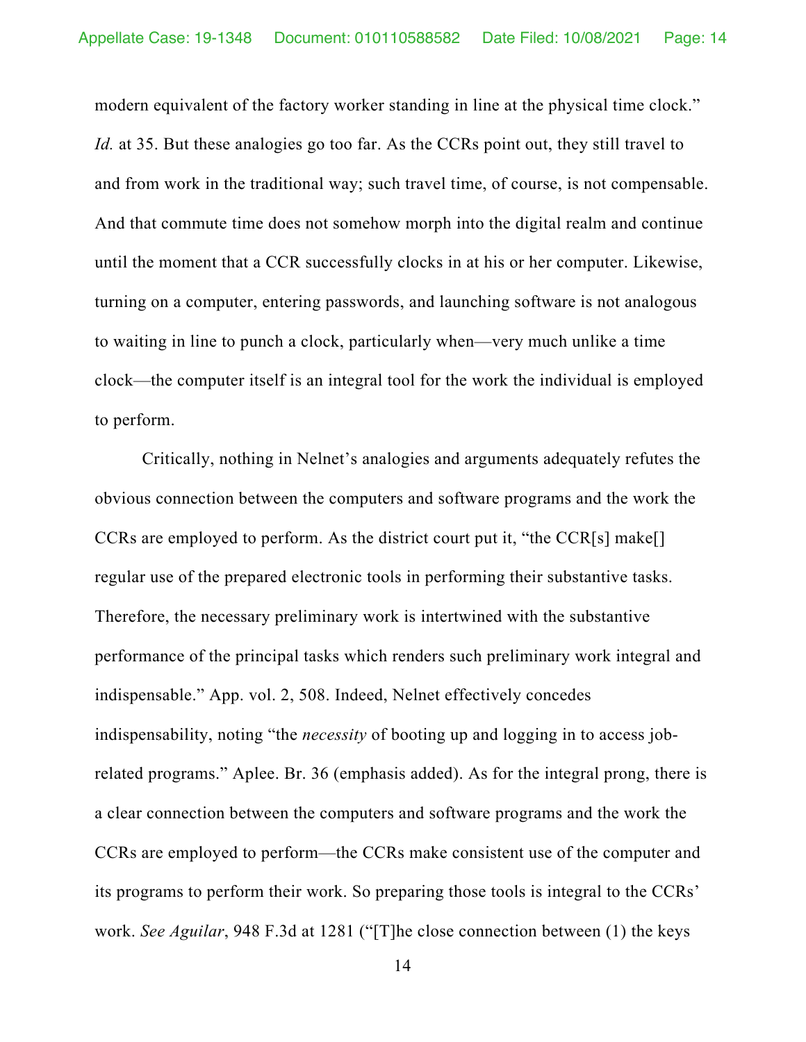modern equivalent of the factory worker standing in line at the physical time clock." *Id.* at 35. But these analogies go too far. As the CCRs point out, they still travel to and from work in the traditional way; such travel time, of course, is not compensable. And that commute time does not somehow morph into the digital realm and continue until the moment that a CCR successfully clocks in at his or her computer. Likewise, turning on a computer, entering passwords, and launching software is not analogous to waiting in line to punch a clock, particularly when—very much unlike a time clock—the computer itself is an integral tool for the work the individual is employed to perform.

Critically, nothing in Nelnet's analogies and arguments adequately refutes the obvious connection between the computers and software programs and the work the CCRs are employed to perform. As the district court put it, "the CCR[s] make[] regular use of the prepared electronic tools in performing their substantive tasks. Therefore, the necessary preliminary work is intertwined with the substantive performance of the principal tasks which renders such preliminary work integral and indispensable." App. vol. 2, 508. Indeed, Nelnet effectively concedes indispensability, noting "the *necessity* of booting up and logging in to access job-related programs." Aplee. Br. 36 (emphasis added). As for the integral prong, there is a clear connection between the computers and software programs and the work the CCRs are employed to perform—the CCRs make consistent use of the computer and its programs to perform their work. So preparing those tools is integral to the CCRs' work. *See Aguilar*, 948 F.3d at 1281 ("[T]he close connection between (1) the keys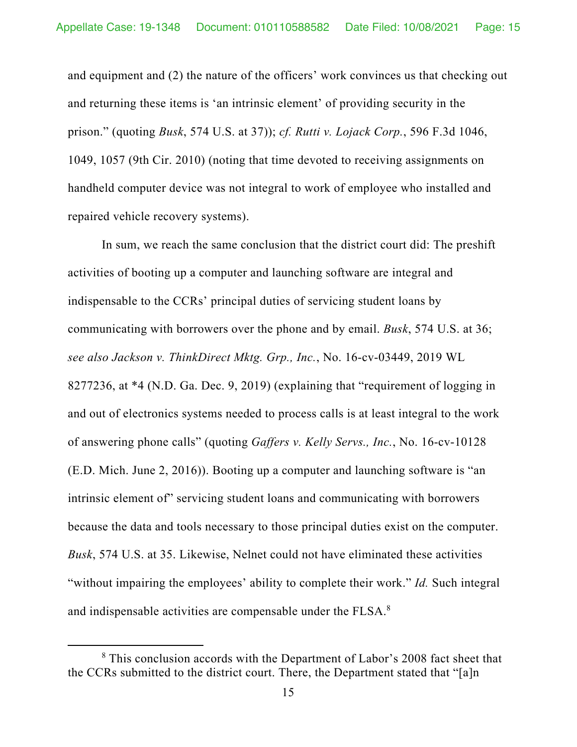and equipment and (2) the nature of the officers' work convinces us that checking out and returning these items is 'an intrinsic element' of providing security in the prison." (quoting *Busk*, 574 U.S. at 37)); *cf. Rutti v. Lojack Corp.*, 596 F.3d 1046, 1049, 1057 (9th Cir. 2010) (noting that time devoted to receiving assignments on handheld computer device was not integral to work of employee who installed and repaired vehicle recovery systems).

In sum, we reach the same conclusion that the district court did: The preshift activities of booting up a computer and launching software are integral and indispensable to the CCRs' principal duties of servicing student loans by communicating with borrowers over the phone and by email. *Busk*, 574 U.S. at 36; *see also Jackson v. ThinkDirect Mktg. Grp., Inc.*, No. 16-cv-03449, 2019 WL 8277236, at *4 (N.D. Ga. Dec. 9, 2019) (explaining that "requirement of logging in and out of electronics systems needed to process calls is at least integral to the work of answering phone calls" (quoting *Gaffers v. Kelly Servs., Inc.*, No. 16-cv-10128 (E.D. Mich. June 2, 2016)). Booting up a computer and launching software is "an intrinsic element of" servicing student loans and communicating with borrowers because the data and tools necessary to those principal duties exist on the computer. *Busk*, 574 U.S. at 35. Likewise, Nelnet could not have eliminated these activities "without impairing the employees' ability to complete their work." *Id.* Such integral and indispensable activities are compensable under the FLSA.[8]

[8] This conclusion accords with the Department of Labor's 2008 fact sheet that the CCRs submitted to the district court. There, the Department stated that "[a]n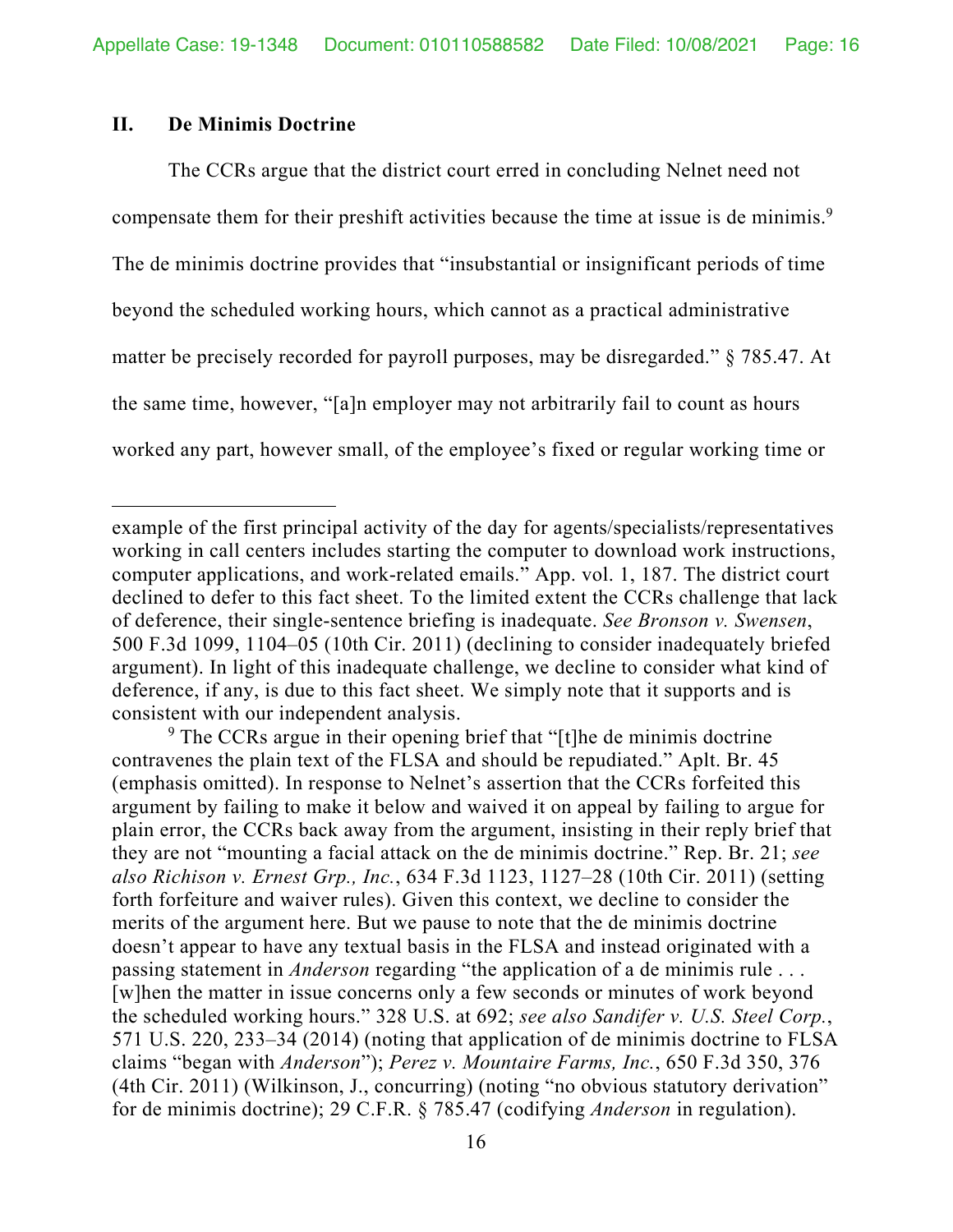## II. De Minimis Doctrine

The CCRs argue that the district court erred in concluding Nelnet need not compensate them for their preshift activities because the time at issue is de minimis.[9] The de minimis doctrine provides that "insubstantial or insignificant periods of time beyond the scheduled working hours, which cannot as a practical administrative matter be precisely recorded for payroll purposes, may be disregarded." § 785.47. At the same time, however, "[a]n employer may not arbitrarily fail to count as hours worked any part, however small, of the employee's fixed or regular working time or

---

example of the first principal activity of the day for agents/specialists/representatives working in call centers includes starting the computer to download work instructions, computer applications, and work-related emails." App. vol. 1, 187. The district court declined to defer to this fact sheet. To the limited extent the CCRs challenge that lack of deference, their single-sentence briefing is inadequate. *See Bronson v. Swensen*, 500 F.3d 1099, 1104–05 (10th Cir. 2011) (declining to consider inadequately briefed argument). In light of this inadequate challenge, we decline to consider what kind of deference, if any, is due to this fact sheet. We simply note that it supports and is consistent with our independent analysis.

[9] The CCRs argue in their opening brief that "[t]he de minimis doctrine contravenes the plain text of the FLSA and should be repudiated." Aplt. Br. 45 (emphasis omitted). In response to Nelnet's assertion that the CCRs forfeited this argument by failing to make it below and waived it on appeal by failing to argue for plain error, the CCRs back away from the argument, insisting in their reply brief that they are not "mounting a facial attack on the de minimis doctrine." Rep. Br. 21; *see also Richison v. Ernest Grp., Inc.*, 634 F.3d 1123, 1127–28 (10th Cir. 2011) (setting forth forfeiture and waiver rules). Given this context, we decline to consider the merits of the argument here. But we pause to note that the de minimis doctrine doesn't appear to have any textual basis in the FLSA and instead originated with a passing statement in *Anderson* regarding "the application of a de minimis rule . . . [w]hen the matter in issue concerns only a few seconds or minutes of work beyond the scheduled working hours." 328 U.S. at 692; *see also Sandifer v. U.S. Steel Corp.*, 571 U.S. 220, 233–34 (2014) (noting that application of de minimis doctrine to FLSA claims "began with *Anderson*"); *Perez v. Mountaire Farms, Inc.*, 650 F.3d 350, 376 (4th Cir. 2011) (Wilkinson, J., concurring) (noting "no obvious statutory derivation" for de minimis doctrine); 29 C.F.R. § 785.47 (codifying *Anderson* in regulation).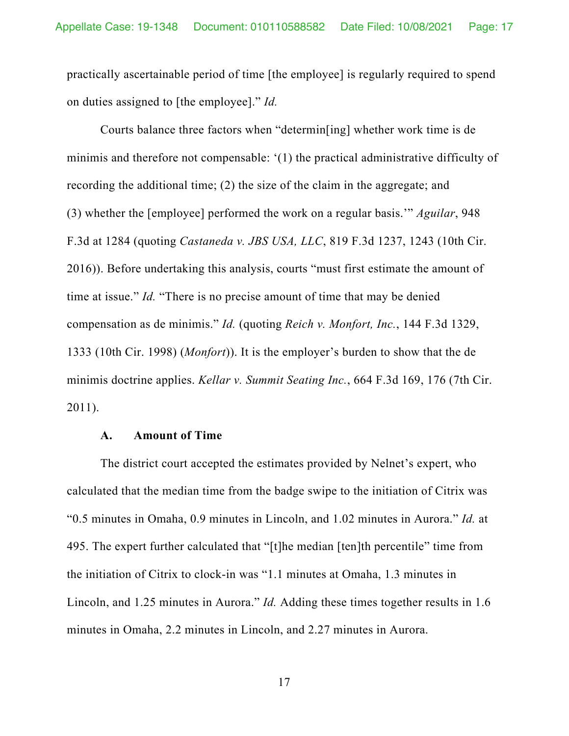practically ascertainable period of time [the employee] is regularly required to spend on duties assigned to [the employee]." *Id.*

Courts balance three factors when "determin[ing] whether work time is de minimis and therefore not compensable: '(1) the practical administrative difficulty of recording the additional time; (2) the size of the claim in the aggregate; and (3) whether the [employee] performed the work on a regular basis.'" *Aguilar*, 948 F.3d at 1284 (quoting *Castaneda v. JBS USA, LLC*, 819 F.3d 1237, 1243 (10th Cir. 2016)). Before undertaking this analysis, courts "must first estimate the amount of time at issue." *Id.* "There is no precise amount of time that may be denied compensation as de minimis." *Id.* (quoting *Reich v. Monfort, Inc.*, 144 F.3d 1329, 1333 (10th Cir. 1998) (*Monfort*)). It is the employer's burden to show that the de minimis doctrine applies. *Kellar v. Summit Seating Inc.*, 664 F.3d 169, 176 (7th Cir. 2011).

### A. Amount of Time

The district court accepted the estimates provided by Nelnet's expert, who calculated that the median time from the badge swipe to the initiation of Citrix was "0.5 minutes in Omaha, 0.9 minutes in Lincoln, and 1.02 minutes in Aurora." *Id.* at 495. The expert further calculated that "[t]he median [ten]th percentile" time from the initiation of Citrix to clock-in was "1.1 minutes at Omaha, 1.3 minutes in Lincoln, and 1.25 minutes in Aurora." *Id.* Adding these times together results in 1.6 minutes in Omaha, 2.2 minutes in Lincoln, and 2.27 minutes in Aurora.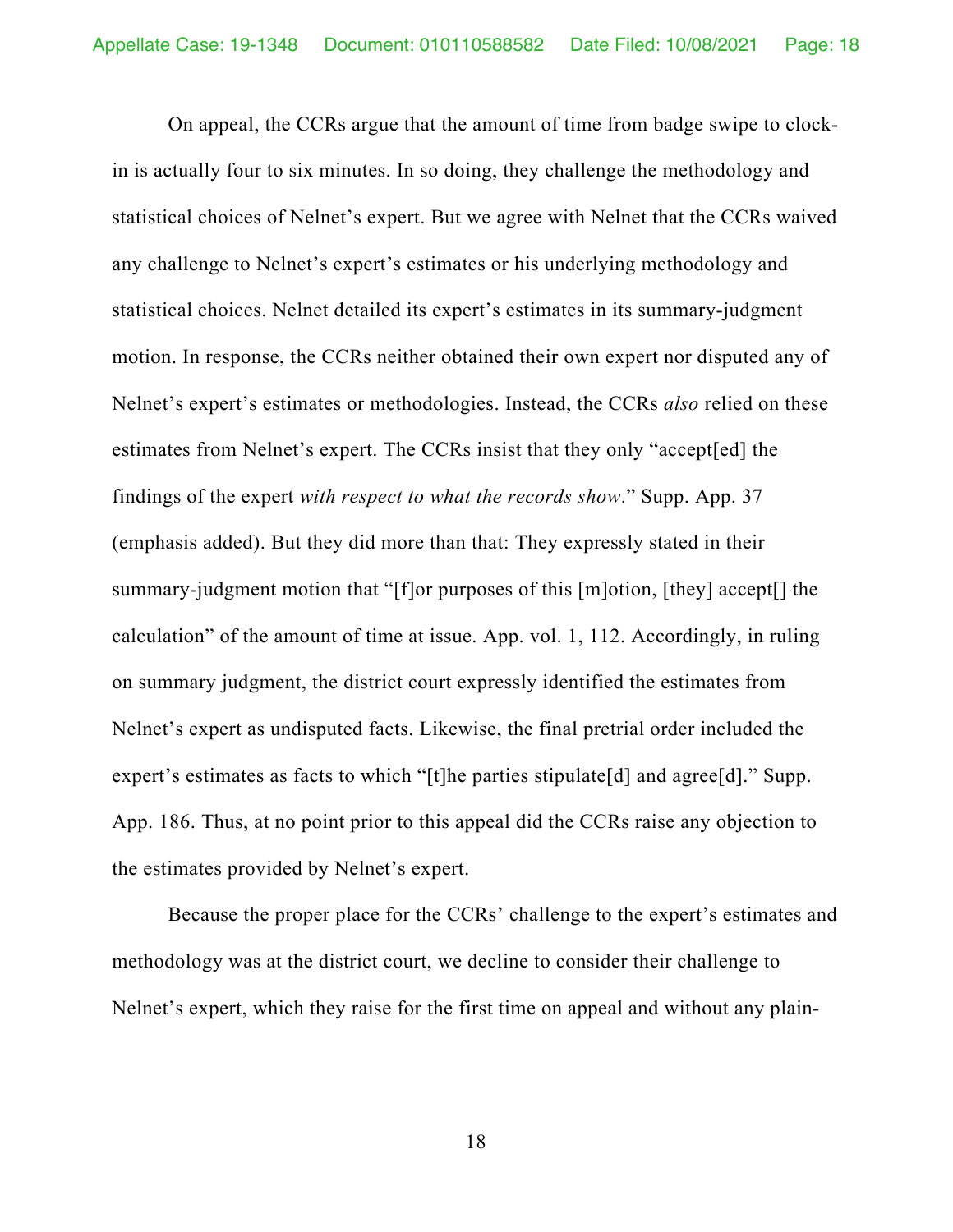On appeal, the CCRs argue that the amount of time from badge swipe to clock-in is actually four to six minutes. In so doing, they challenge the methodology and statistical choices of Nelnet's expert. But we agree with Nelnet that the CCRs waived any challenge to Nelnet's expert's estimates or his underlying methodology and statistical choices. Nelnet detailed its expert's estimates in its summary-judgment motion. In response, the CCRs neither obtained their own expert nor disputed any of Nelnet's expert's estimates or methodologies. Instead, the CCRs *also* relied on these estimates from Nelnet's expert. The CCRs insist that they only "accept[ed] the findings of the expert *with respect to what the records show*." Supp. App. 37 (emphasis added). But they did more than that: They expressly stated in their summary-judgment motion that "[f]or purposes of this [m]otion, [they] accept[] the calculation" of the amount of time at issue. App. vol. 1, 112. Accordingly, in ruling on summary judgment, the district court expressly identified the estimates from Nelnet's expert as undisputed facts. Likewise, the final pretrial order included the expert's estimates as facts to which "[t]he parties stipulate[d] and agree[d]." Supp. App. 186. Thus, at no point prior to this appeal did the CCRs raise any objection to the estimates provided by Nelnet's expert.

Because the proper place for the CCRs' challenge to the expert's estimates and methodology was at the district court, we decline to consider their challenge to Nelnet's expert, which they raise for the first time on appeal and without any plain-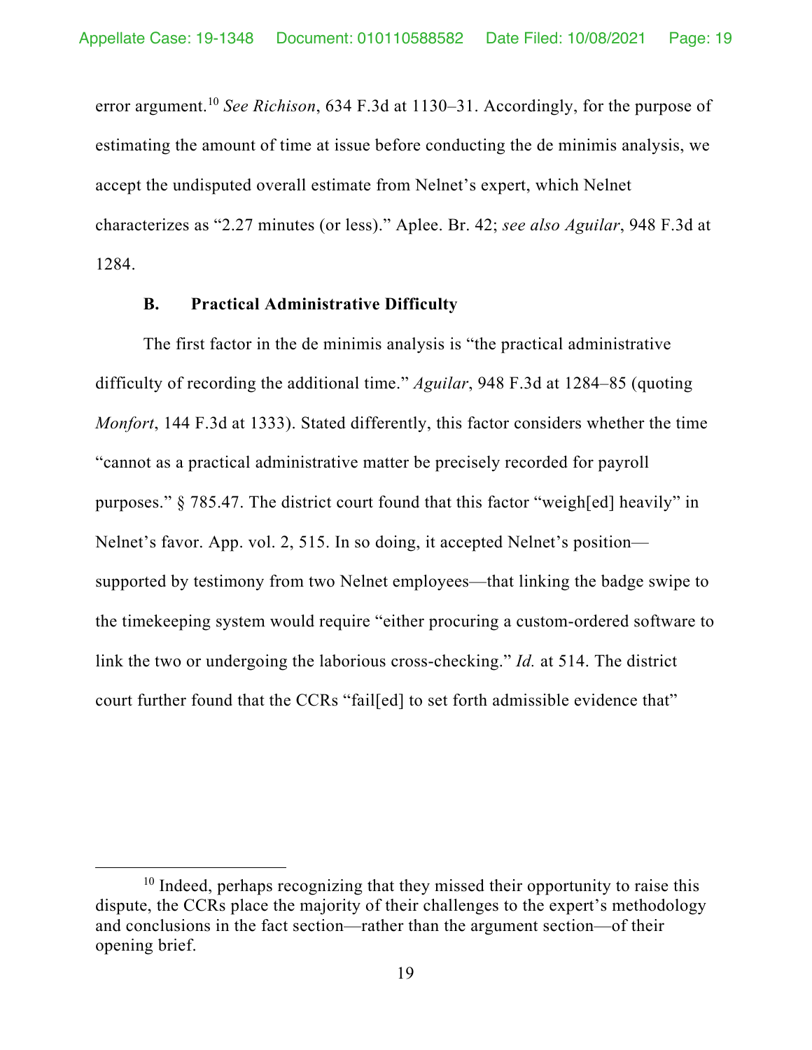error argument.[10] *See Richison*, 634 F.3d at 1130–31. Accordingly, for the purpose of estimating the amount of time at issue before conducting the de minimis analysis, we accept the undisputed overall estimate from Nelnet's expert, which Nelnet characterizes as "2.27 minutes (or less)." Aplee. Br. 42; *see also Aguilar*, 948 F.3d at 1284.

### B. Practical Administrative Difficulty

The first factor in the de minimis analysis is "the practical administrative difficulty of recording the additional time." *Aguilar*, 948 F.3d at 1284–85 (quoting *Monfort*, 144 F.3d at 1333). Stated differently, this factor considers whether the time "cannot as a practical administrative matter be precisely recorded for payroll purposes." § 785.47. The district court found that this factor "weigh[ed] heavily" in Nelnet's favor. App. vol. 2, 515. In so doing, it accepted Nelnet's position—supported by testimony from two Nelnet employees—that linking the badge swipe to the timekeeping system would require "either procuring a custom-ordered software to link the two or undergoing the laborious cross-checking." *Id.* at 514. The district court further found that the CCRs "fail[ed] to set forth admissible evidence that"

---

[10] Indeed, perhaps recognizing that they missed their opportunity to raise this dispute, the CCRs place the majority of their challenges to the expert's methodology and conclusions in the fact section—rather than the argument section—of their opening brief.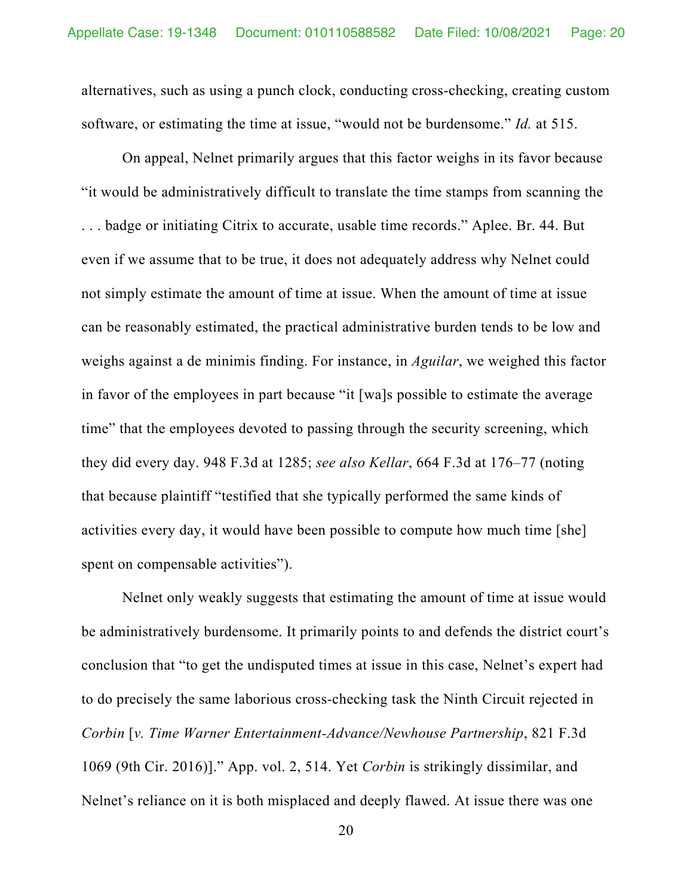alternatives, such as using a punch clock, conducting cross-checking, creating custom software, or estimating the time at issue, "would not be burdensome." *Id.* at 515.

On appeal, Nelnet primarily argues that this factor weighs in its favor because "it would be administratively difficult to translate the time stamps from scanning the . . . badge or initiating Citrix to accurate, usable time records." Aplee. Br. 44. But even if we assume that to be true, it does not adequately address why Nelnet could not simply estimate the amount of time at issue. When the amount of time at issue can be reasonably estimated, the practical administrative burden tends to be low and weighs against a de minimis finding. For instance, in *Aguilar*, we weighed this factor in favor of the employees in part because "it [wa]s possible to estimate the average time" that the employees devoted to passing through the security screening, which they did every day. 948 F.3d at 1285; *see also Kellar*, 664 F.3d at 176–77 (noting that because plaintiff "testified that she typically performed the same kinds of activities every day, it would have been possible to compute how much time [she] spent on compensable activities").

Nelnet only weakly suggests that estimating the amount of time at issue would be administratively burdensome. It primarily points to and defends the district court's conclusion that "to get the undisputed times at issue in this case, Nelnet's expert had to do precisely the same laborious cross-checking task the Ninth Circuit rejected in *Corbin* [*v. Time Warner Entertainment-Advance/Newhouse Partnership*, 821 F.3d 1069 (9th Cir. 2016)]." App. vol. 2, 514. Yet *Corbin* is strikingly dissimilar, and Nelnet's reliance on it is both misplaced and deeply flawed. At issue there was one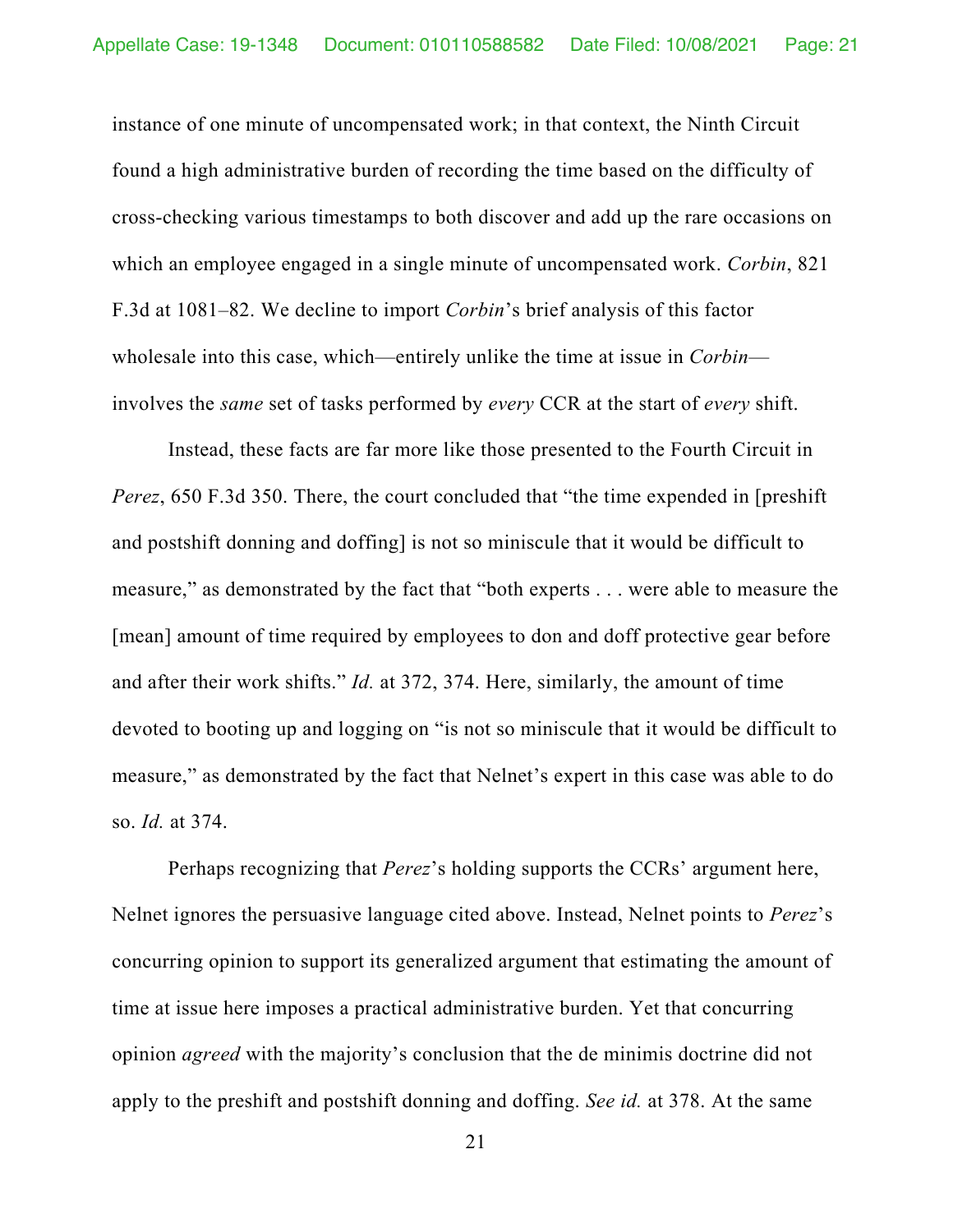instance of one minute of uncompensated work; in that context, the Ninth Circuit found a high administrative burden of recording the time based on the difficulty of cross-checking various timestamps to both discover and add up the rare occasions on which an employee engaged in a single minute of uncompensated work. *Corbin*, 821 F.3d at 1081–82. We decline to import *Corbin*'s brief analysis of this factor wholesale into this case, which—entirely unlike the time at issue in *Corbin*—involves the *same* set of tasks performed by *every* CCR at the start of *every* shift.

Instead, these facts are far more like those presented to the Fourth Circuit in *Perez*, 650 F.3d 350. There, the court concluded that "the time expended in [preshift and postshift donning and doffing] is not so miniscule that it would be difficult to measure," as demonstrated by the fact that "both experts . . . were able to measure the [mean] amount of time required by employees to don and doff protective gear before and after their work shifts." *Id.* at 372, 374. Here, similarly, the amount of time devoted to booting up and logging on "is not so miniscule that it would be difficult to measure," as demonstrated by the fact that Nelnet's expert in this case was able to do so. *Id.* at 374.

Perhaps recognizing that *Perez*'s holding supports the CCRs' argument here, Nelnet ignores the persuasive language cited above. Instead, Nelnet points to *Perez*'s concurring opinion to support its generalized argument that estimating the amount of time at issue here imposes a practical administrative burden. Yet that concurring opinion *agreed* with the majority's conclusion that the de minimis doctrine did not apply to the preshift and postshift donning and doffing. *See id.* at 378. At the same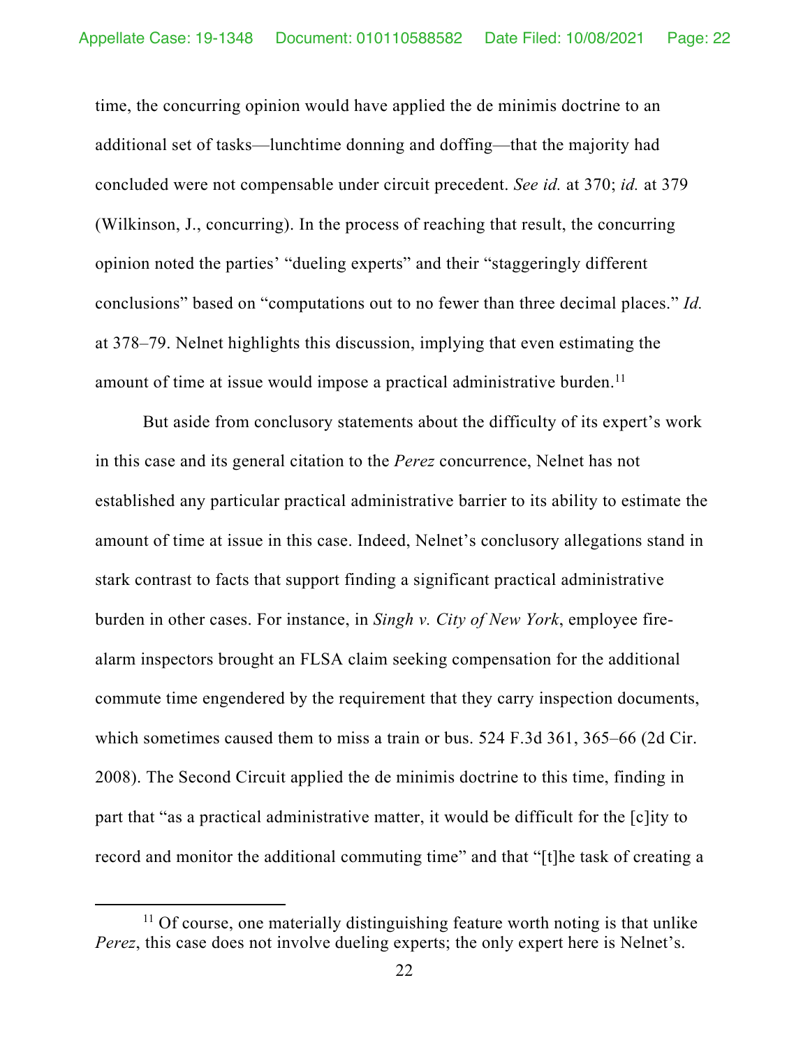time, the concurring opinion would have applied the de minimis doctrine to an additional set of tasks—lunchtime donning and doffing—that the majority had concluded were not compensable under circuit precedent. *See id.* at 370; *id.* at 379 (Wilkinson, J., concurring). In the process of reaching that result, the concurring opinion noted the parties' "dueling experts" and their "staggeringly different conclusions" based on "computations out to no fewer than three decimal places." *Id.* at 378–79. Nelnet highlights this discussion, implying that even estimating the amount of time at issue would impose a practical administrative burden.[11]

But aside from conclusory statements about the difficulty of its expert's work in this case and its general citation to the *Perez* concurrence, Nelnet has not established any particular practical administrative barrier to its ability to estimate the amount of time at issue in this case. Indeed, Nelnet's conclusory allegations stand in stark contrast to facts that support finding a significant practical administrative burden in other cases. For instance, in *Singh v. City of New York*, employee fire-alarm inspectors brought an FLSA claim seeking compensation for the additional commute time engendered by the requirement that they carry inspection documents, which sometimes caused them to miss a train or bus. 524 F.3d 361, 365–66 (2d Cir. 2008). The Second Circuit applied the de minimis doctrine to this time, finding in part that "as a practical administrative matter, it would be difficult for the [c]ity to record and monitor the additional commuting time" and that "[t]he task of creating a

[11] Of course, one materially distinguishing feature worth noting is that unlike *Perez*, this case does not involve dueling experts; the only expert here is Nelnet's.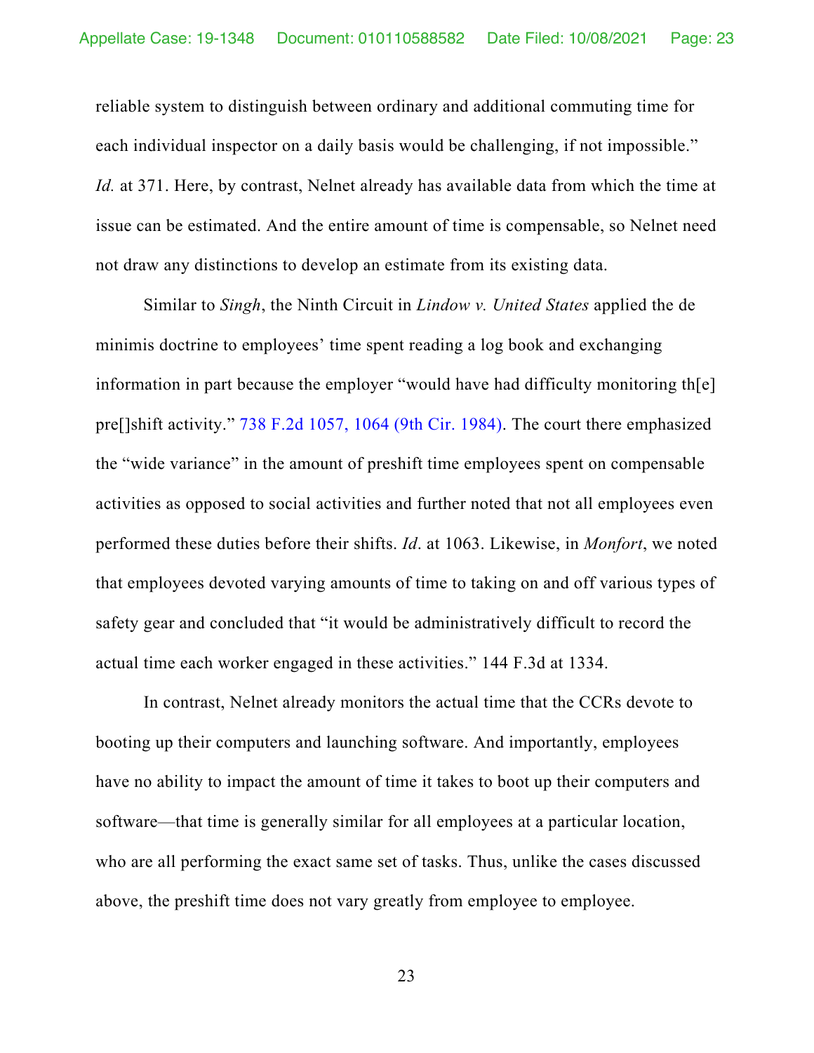reliable system to distinguish between ordinary and additional commuting time for each individual inspector on a daily basis would be challenging, if not impossible." *Id.* at 371. Here, by contrast, Nelnet already has available data from which the time at issue can be estimated. And the entire amount of time is compensable, so Nelnet need not draw any distinctions to develop an estimate from its existing data.

Similar to *Singh*, the Ninth Circuit in *Lindow v. United States* applied the de minimis doctrine to employees' time spent reading a log book and exchanging information in part because the employer "would have had difficulty monitoring th[e] pre[]shift activity." 738 F.2d 1057, 1064 (9th Cir. 1984). The court there emphasized the "wide variance" in the amount of preshift time employees spent on compensable activities as opposed to social activities and further noted that not all employees even performed these duties before their shifts. *Id*. at 1063. Likewise, in *Monfort*, we noted that employees devoted varying amounts of time to taking on and off various types of safety gear and concluded that "it would be administratively difficult to record the actual time each worker engaged in these activities." 144 F.3d at 1334.

In contrast, Nelnet already monitors the actual time that the CCRs devote to booting up their computers and launching software. And importantly, employees have no ability to impact the amount of time it takes to boot up their computers and software—that time is generally similar for all employees at a particular location, who are all performing the exact same set of tasks. Thus, unlike the cases discussed above, the preshift time does not vary greatly from employee to employee.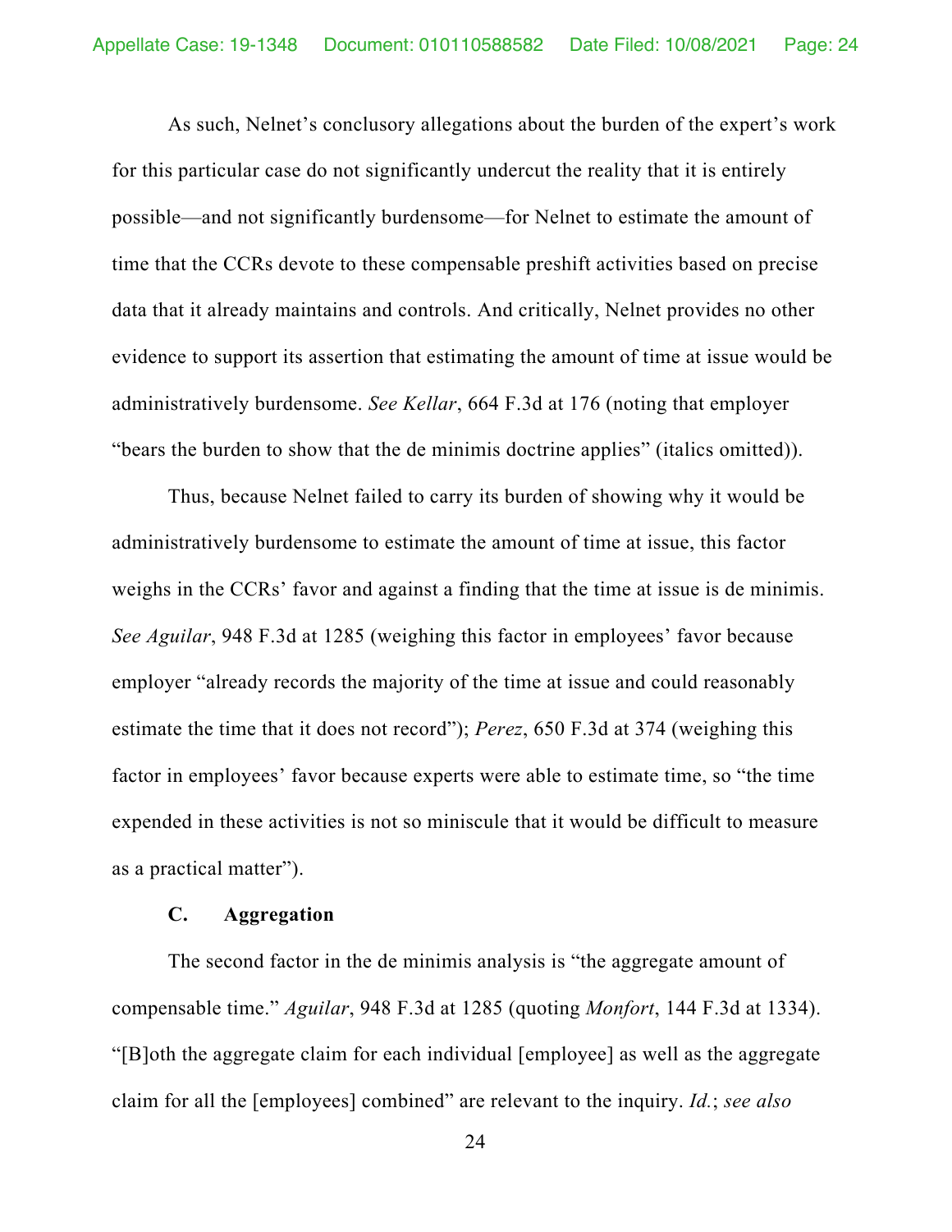As such, Nelnet's conclusory allegations about the burden of the expert's work for this particular case do not significantly undercut the reality that it is entirely possible—and not significantly burdensome—for Nelnet to estimate the amount of time that the CCRs devote to these compensable preshift activities based on precise data that it already maintains and controls. And critically, Nelnet provides no other evidence to support its assertion that estimating the amount of time at issue would be administratively burdensome. *See Kellar*, 664 F.3d at 176 (noting that employer "bears the burden to show that the de minimis doctrine applies" (italics omitted)).

Thus, because Nelnet failed to carry its burden of showing why it would be administratively burdensome to estimate the amount of time at issue, this factor weighs in the CCRs' favor and against a finding that the time at issue is de minimis. *See Aguilar*, 948 F.3d at 1285 (weighing this factor in employees' favor because employer "already records the majority of the time at issue and could reasonably estimate the time that it does not record"); *Perez*, 650 F.3d at 374 (weighing this factor in employees' favor because experts were able to estimate time, so "the time expended in these activities is not so miniscule that it would be difficult to measure as a practical matter").

### C. Aggregation

The second factor in the de minimis analysis is "the aggregate amount of compensable time." *Aguilar*, 948 F.3d at 1285 (quoting *Monfort*, 144 F.3d at 1334). "[B]oth the aggregate claim for each individual [employee] as well as the aggregate claim for all the [employees] combined" are relevant to the inquiry. *Id.*; *see also*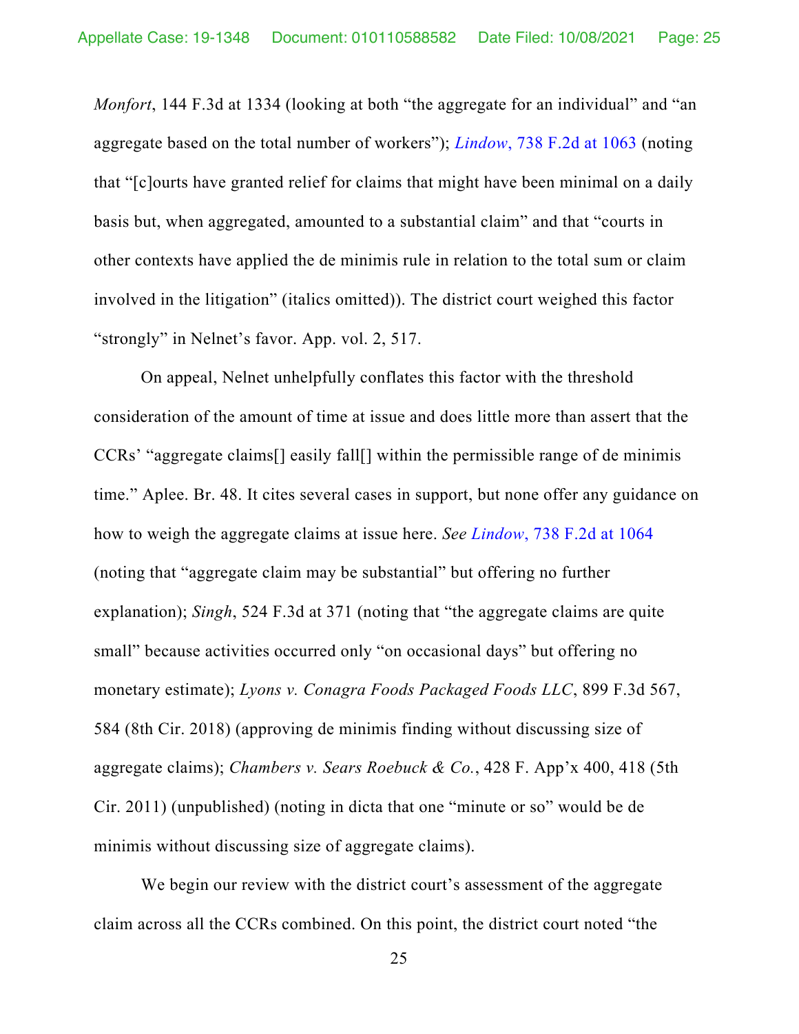*Monfort*, 144 F.3d at 1334 (looking at both "the aggregate for an individual" and "an aggregate based on the total number of workers"); *Lindow*, 738 F.2d at 1063 (noting that "[c]ourts have granted relief for claims that might have been minimal on a daily basis but, when aggregated, amounted to a substantial claim" and that "courts in other contexts have applied the de minimis rule in relation to the total sum or claim involved in the litigation" (italics omitted)). The district court weighed this factor "strongly" in Nelnet's favor. App. vol. 2, 517.

On appeal, Nelnet unhelpfully conflates this factor with the threshold consideration of the amount of time at issue and does little more than assert that the CCRs' "aggregate claims[] easily fall[] within the permissible range of de minimis time." Aplee. Br. 48. It cites several cases in support, but none offer any guidance on how to weigh the aggregate claims at issue here. *See Lindow*, 738 F.2d at 1064 (noting that "aggregate claim may be substantial" but offering no further explanation); *Singh*, 524 F.3d at 371 (noting that "the aggregate claims are quite small" because activities occurred only "on occasional days" but offering no monetary estimate); *Lyons v. Conagra Foods Packaged Foods LLC*, 899 F.3d 567, 584 (8th Cir. 2018) (approving de minimis finding without discussing size of aggregate claims); *Chambers v. Sears Roebuck & Co.*, 428 F. App'x 400, 418 (5th Cir. 2011) (unpublished) (noting in dicta that one "minute or so" would be de minimis without discussing size of aggregate claims).

We begin our review with the district court's assessment of the aggregate claim across all the CCRs combined. On this point, the district court noted "the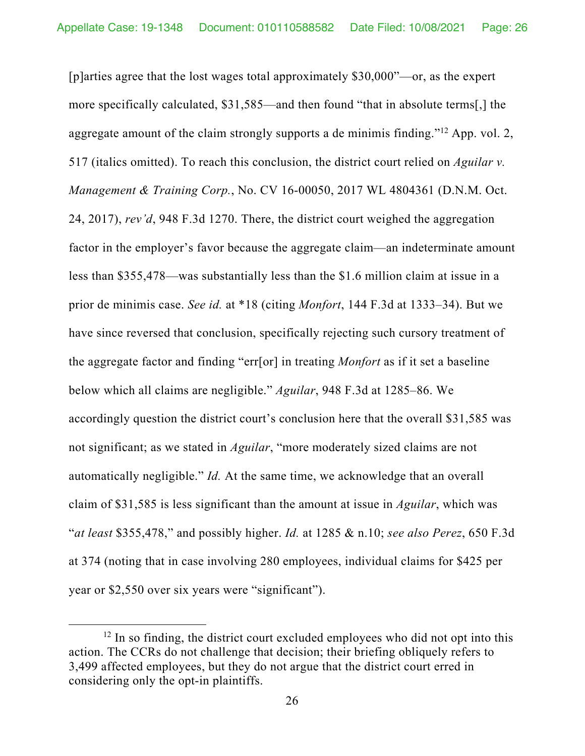[p]arties agree that the lost wages total approximately $30,000"—or, as the expert more specifically calculated, $31,585—and then found "that in absolute terms[,] the aggregate amount of the claim strongly supports a de minimis finding."[12] App. vol. 2, 517 (italics omitted). To reach this conclusion, the district court relied on *Aguilar v. Management & Training Corp.*, No. CV 16-00050, 2017 WL 4804361 (D.N.M. Oct. 24, 2017), *rev'd*, 948 F.3d 1270. There, the district court weighed the aggregation factor in the employer's favor because the aggregate claim—an indeterminate amount less than $355,478—was substantially less than the $1.6 million claim at issue in a prior de minimis case. *See id.* at *18 (citing *Monfort*, 144 F.3d at 1333–34). But we have since reversed that conclusion, specifically rejecting such cursory treatment of the aggregate factor and finding "err[or] in treating *Monfort* as if it set a baseline below which all claims are negligible." *Aguilar*, 948 F.3d at 1285–86. We accordingly question the district court's conclusion here that the overall $31,585 was not significant; as we stated in *Aguilar*, "more moderately sized claims are not automatically negligible." *Id.* At the same time, we acknowledge that an overall claim of $31,585 is less significant than the amount at issue in *Aguilar*, which was "*at least* $355,478," and possibly higher. *Id.* at 1285 & n.10; *see also Perez*, 650 F.3d at 374 (noting that in case involving 280 employees, individual claims for $425 per year or $2,550 over six years were "significant").

[12] In so finding, the district court excluded employees who did not opt into this action. The CCRs do not challenge that decision; their briefing obliquely refers to 3,499 affected employees, but they do not argue that the district court erred in considering only the opt-in plaintiffs.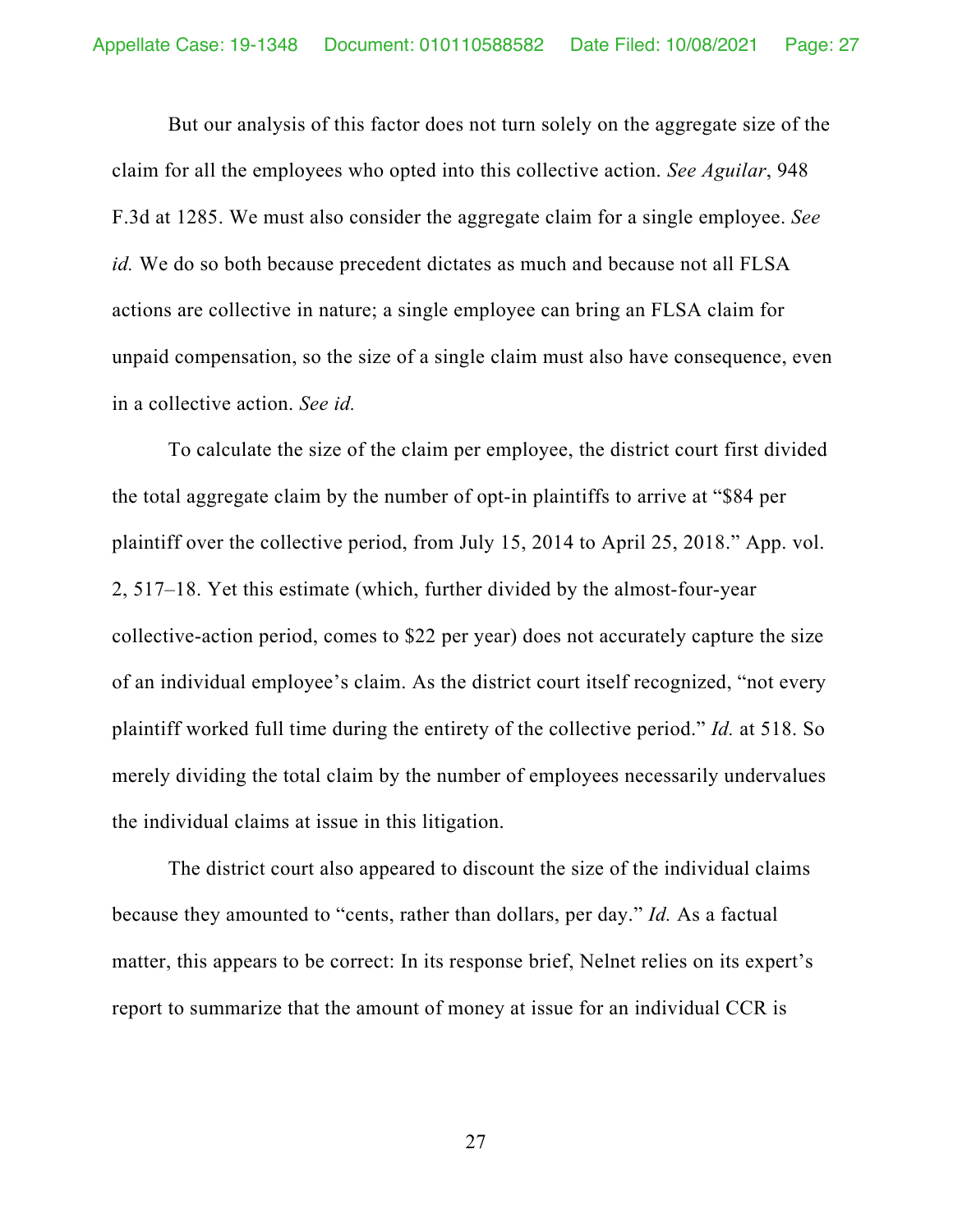But our analysis of this factor does not turn solely on the aggregate size of the claim for all the employees who opted into this collective action. *See Aguilar*, 948 F.3d at 1285. We must also consider the aggregate claim for a single employee. *See id.* We do so both because precedent dictates as much and because not all FLSA actions are collective in nature; a single employee can bring an FLSA claim for unpaid compensation, so the size of a single claim must also have consequence, even in a collective action. *See id.*

To calculate the size of the claim per employee, the district court first divided the total aggregate claim by the number of opt-in plaintiffs to arrive at "$84 per plaintiff over the collective period, from July 15, 2014 to April 25, 2018." App. vol. 2, 517–18. Yet this estimate (which, further divided by the almost-four-year collective-action period, comes to $22 per year) does not accurately capture the size of an individual employee's claim. As the district court itself recognized, "not every plaintiff worked full time during the entirety of the collective period." *Id.* at 518. So merely dividing the total claim by the number of employees necessarily undervalues the individual claims at issue in this litigation.

The district court also appeared to discount the size of the individual claims because they amounted to "cents, rather than dollars, per day." *Id.* As a factual matter, this appears to be correct: In its response brief, Nelnet relies on its expert's report to summarize that the amount of money at issue for an individual CCR is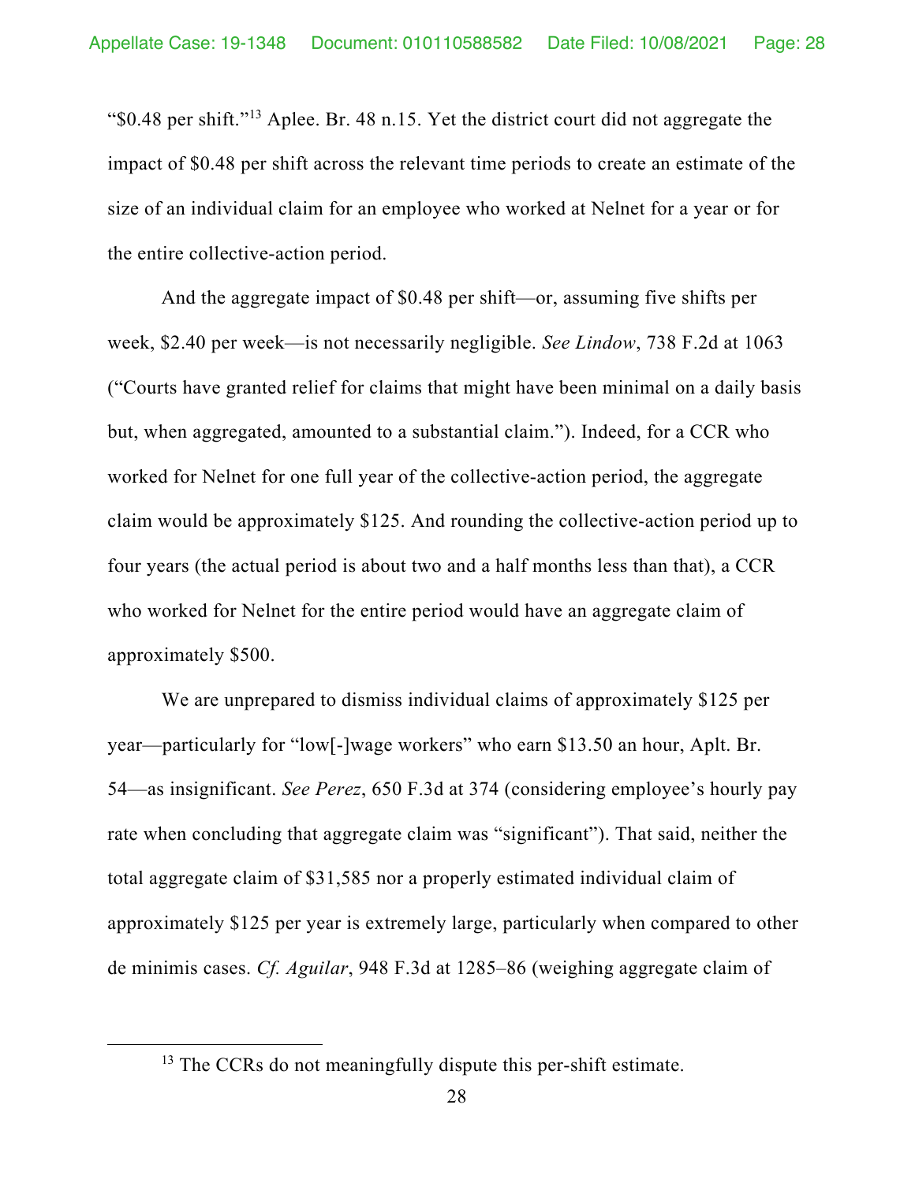"$0.48 per shift."[13] Aplee. Br. 48 n.15. Yet the district court did not aggregate the impact of $0.48 per shift across the relevant time periods to create an estimate of the size of an individual claim for an employee who worked at Nelnet for a year or for the entire collective-action period.

And the aggregate impact of $0.48 per shift—or, assuming five shifts per week, $2.40 per week—is not necessarily negligible. *See Lindow*, 738 F.2d at 1063 ("Courts have granted relief for claims that might have been minimal on a daily basis but, when aggregated, amounted to a substantial claim."). Indeed, for a CCR who worked for Nelnet for one full year of the collective-action period, the aggregate claim would be approximately $125. And rounding the collective-action period up to four years (the actual period is about two and a half months less than that), a CCR who worked for Nelnet for the entire period would have an aggregate claim of approximately $500.

We are unprepared to dismiss individual claims of approximately $125 per year—particularly for "low[-]wage workers" who earn $13.50 an hour, Aplt. Br. 54—as insignificant. *See Perez*, 650 F.3d at 374 (considering employee's hourly pay rate when concluding that aggregate claim was "significant"). That said, neither the total aggregate claim of $31,585 nor a properly estimated individual claim of approximately $125 per year is extremely large, particularly when compared to other de minimis cases. *Cf. Aguilar*, 948 F.3d at 1285–86 (weighing aggregate claim of

---

[13] The CCRs do not meaningfully dispute this per-shift estimate.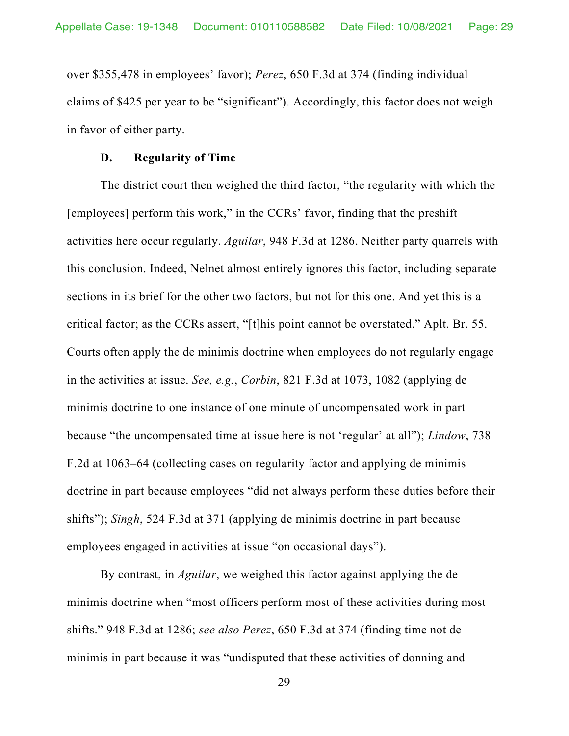over $355,478 in employees' favor); *Perez*, 650 F.3d at 374 (finding individual claims of $425 per year to be "significant"). Accordingly, this factor does not weigh in favor of either party.

### D. Regularity of Time

The district court then weighed the third factor, "the regularity with which the [employees] perform this work," in the CCRs' favor, finding that the preshift activities here occur regularly. *Aguilar*, 948 F.3d at 1286. Neither party quarrels with this conclusion. Indeed, Nelnet almost entirely ignores this factor, including separate sections in its brief for the other two factors, but not for this one. And yet this is a critical factor; as the CCRs assert, "[t]his point cannot be overstated." Aplt. Br. 55. Courts often apply the de minimis doctrine when employees do not regularly engage in the activities at issue. *See, e.g.*, *Corbin*, 821 F.3d at 1073, 1082 (applying de minimis doctrine to one instance of one minute of uncompensated work in part because "the uncompensated time at issue here is not 'regular' at all"); *Lindow*, 738 F.2d at 1063–64 (collecting cases on regularity factor and applying de minimis doctrine in part because employees "did not always perform these duties before their shifts"); *Singh*, 524 F.3d at 371 (applying de minimis doctrine in part because employees engaged in activities at issue "on occasional days").

By contrast, in *Aguilar*, we weighed this factor against applying the de minimis doctrine when "most officers perform most of these activities during most shifts." 948 F.3d at 1286; *see also Perez*, 650 F.3d at 374 (finding time not de minimis in part because it was "undisputed that these activities of donning and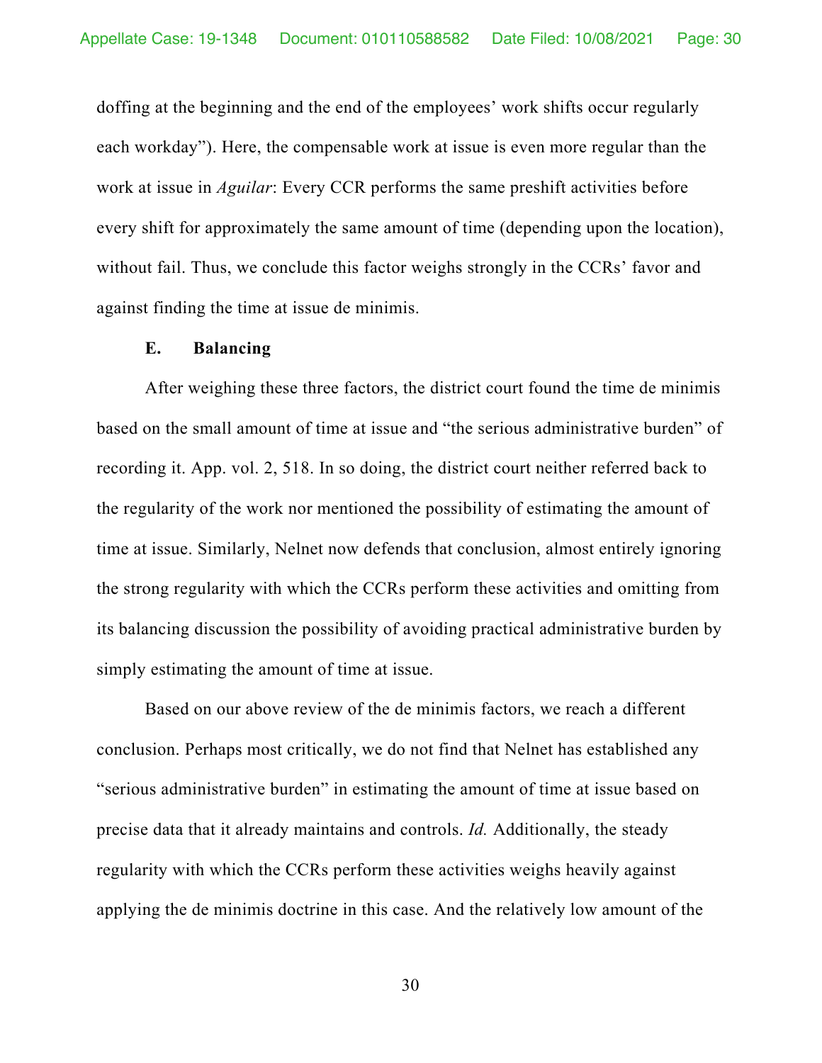doffing at the beginning and the end of the employees' work shifts occur regularly each workday"). Here, the compensable work at issue is even more regular than the work at issue in *Aguilar*: Every CCR performs the same preshift activities before every shift for approximately the same amount of time (depending upon the location), without fail. Thus, we conclude this factor weighs strongly in the CCRs' favor and against finding the time at issue de minimis.

### E. Balancing

After weighing these three factors, the district court found the time de minimis based on the small amount of time at issue and "the serious administrative burden" of recording it. App. vol. 2, 518. In so doing, the district court neither referred back to the regularity of the work nor mentioned the possibility of estimating the amount of time at issue. Similarly, Nelnet now defends that conclusion, almost entirely ignoring the strong regularity with which the CCRs perform these activities and omitting from its balancing discussion the possibility of avoiding practical administrative burden by simply estimating the amount of time at issue.

Based on our above review of the de minimis factors, we reach a different conclusion. Perhaps most critically, we do not find that Nelnet has established any "serious administrative burden" in estimating the amount of time at issue based on precise data that it already maintains and controls. *Id.* Additionally, the steady regularity with which the CCRs perform these activities weighs heavily against applying the de minimis doctrine in this case. And the relatively low amount of the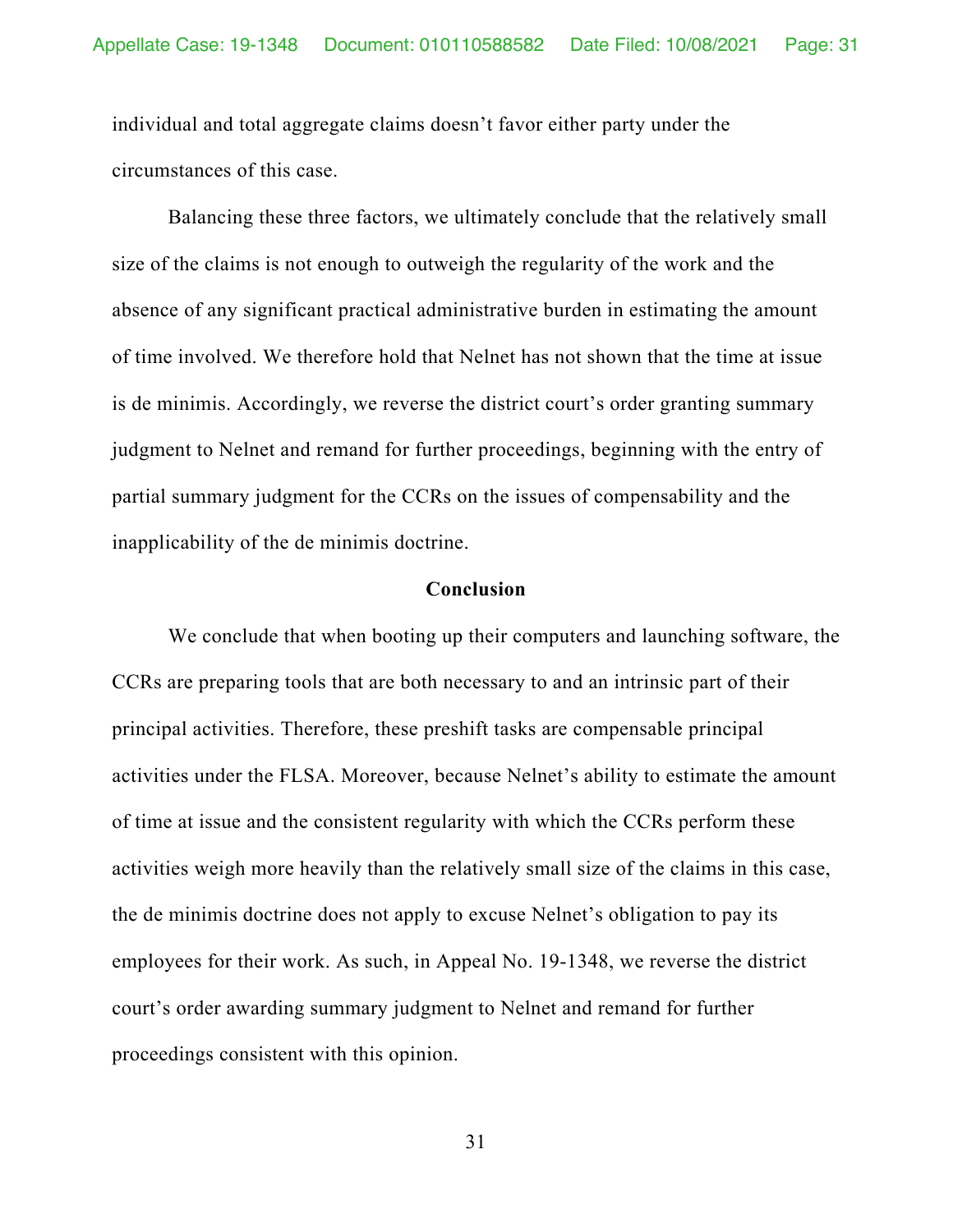individual and total aggregate claims doesn't favor either party under the circumstances of this case.

Balancing these three factors, we ultimately conclude that the relatively small size of the claims is not enough to outweigh the regularity of the work and the absence of any significant practical administrative burden in estimating the amount of time involved. We therefore hold that Nelnet has not shown that the time at issue is de minimis. Accordingly, we reverse the district court's order granting summary judgment to Nelnet and remand for further proceedings, beginning with the entry of partial summary judgment for the CCRs on the issues of compensability and the inapplicability of the de minimis doctrine.

## Conclusion

We conclude that when booting up their computers and launching software, the CCRs are preparing tools that are both necessary to and an intrinsic part of their principal activities. Therefore, these preshift tasks are compensable principal activities under the FLSA. Moreover, because Nelnet's ability to estimate the amount of time at issue and the consistent regularity with which the CCRs perform these activities weigh more heavily than the relatively small size of the claims in this case, the de minimis doctrine does not apply to excuse Nelnet's obligation to pay its employees for their work. As such, in Appeal No. 19-1348, we reverse the district court's order awarding summary judgment to Nelnet and remand for further proceedings consistent with this opinion.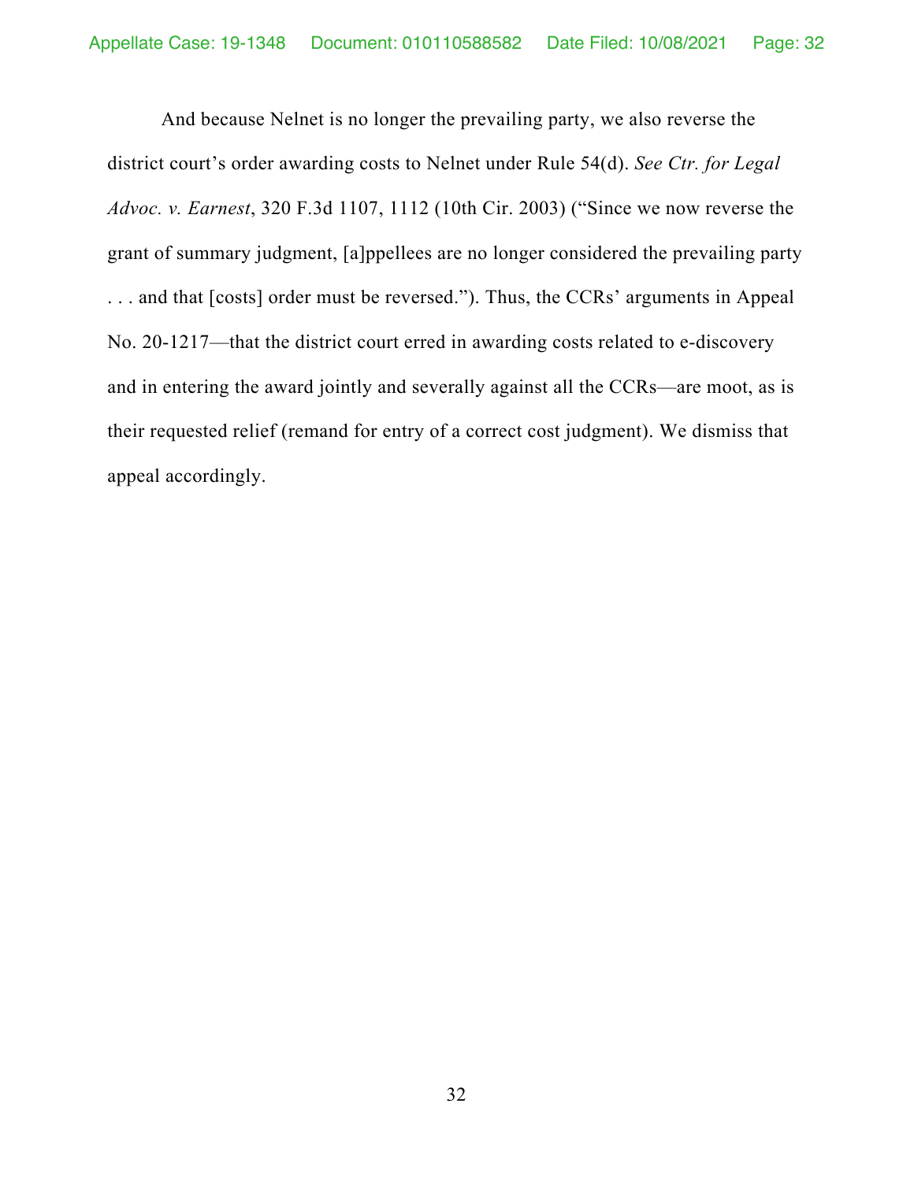And because Nelnet is no longer the prevailing party, we also reverse the district court's order awarding costs to Nelnet under Rule 54(d). *See Ctr. for Legal Advoc. v. Earnest*, 320 F.3d 1107, 1112 (10th Cir. 2003) ("Since we now reverse the grant of summary judgment, [a]ppellees are no longer considered the prevailing party . . . and that [costs] order must be reversed."). Thus, the CCRs' arguments in Appeal No. 20-1217—that the district court erred in awarding costs related to e-discovery and in entering the award jointly and severally against all the CCRs—are moot, as is their requested relief (remand for entry of a correct cost judgment). We dismiss that appeal accordingly.